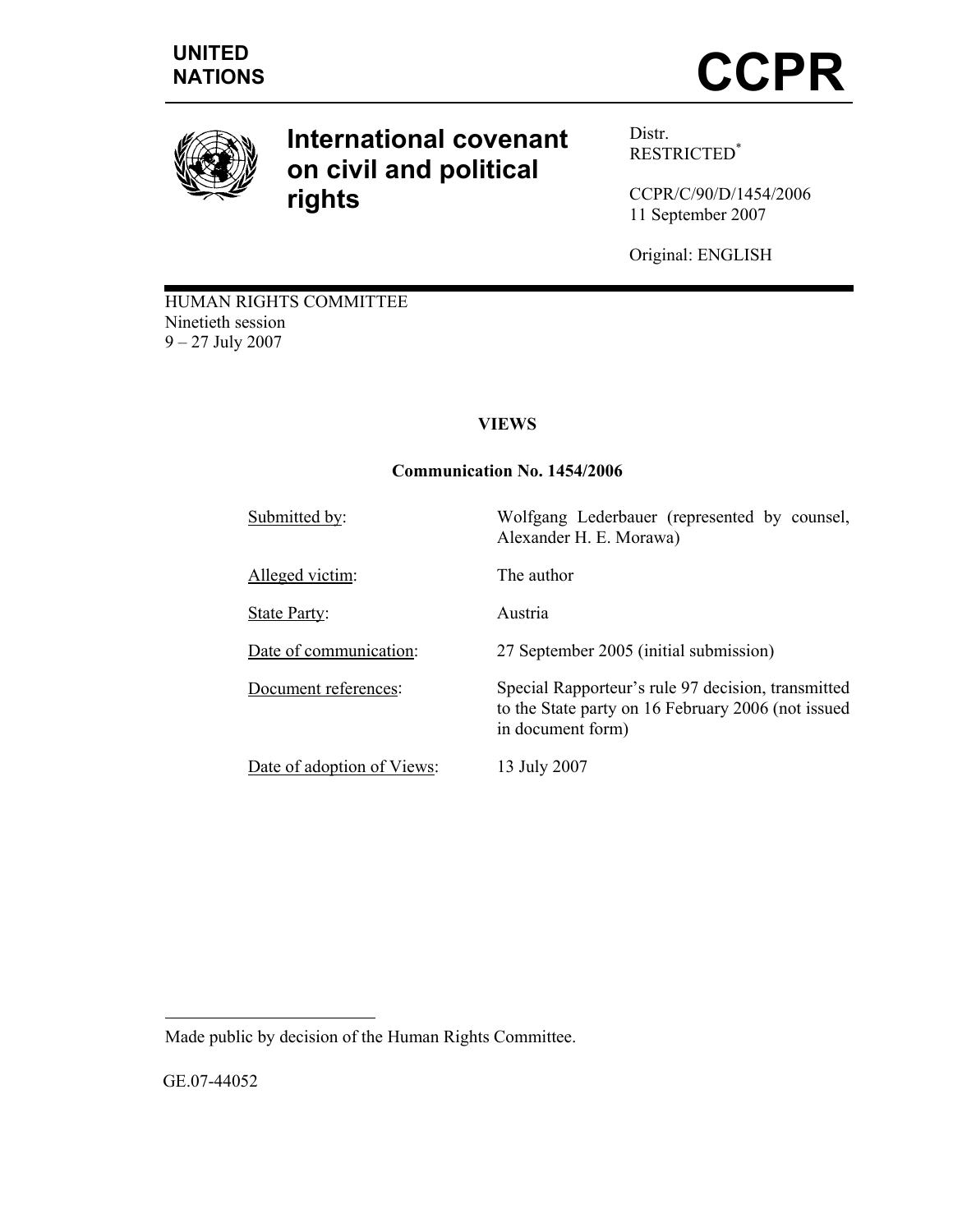UNITED NATIONS

# CCPR

## International covenant on civil and political rights

Distr.
RESTRICTED[*]

CCPR/C/90/D/1454/2006
11 September 2007

Original: ENGLISH

HUMAN RIGHTS COMMITTEE
Ninetieth session
9 – 27 July 2007

### VIEWS

### Communication No. 1454/2006

| | |
|---|---|
| Submitted by: | Wolfgang Lederbauer (represented by counsel, Alexander H. E. Morawa) |
| Alleged victim: | The author |
| State Party: | Austria |
| Date of communication: | 27 September 2005 (initial submission) |
| Document references: | Special Rapporteur's rule 97 decision, transmitted to the State party on 16 February 2006 (not issued in document form) |
| Date of adoption of Views: | 13 July 2007 |

[*] Made public by decision of the Human Rights Committee.

GE.07-44052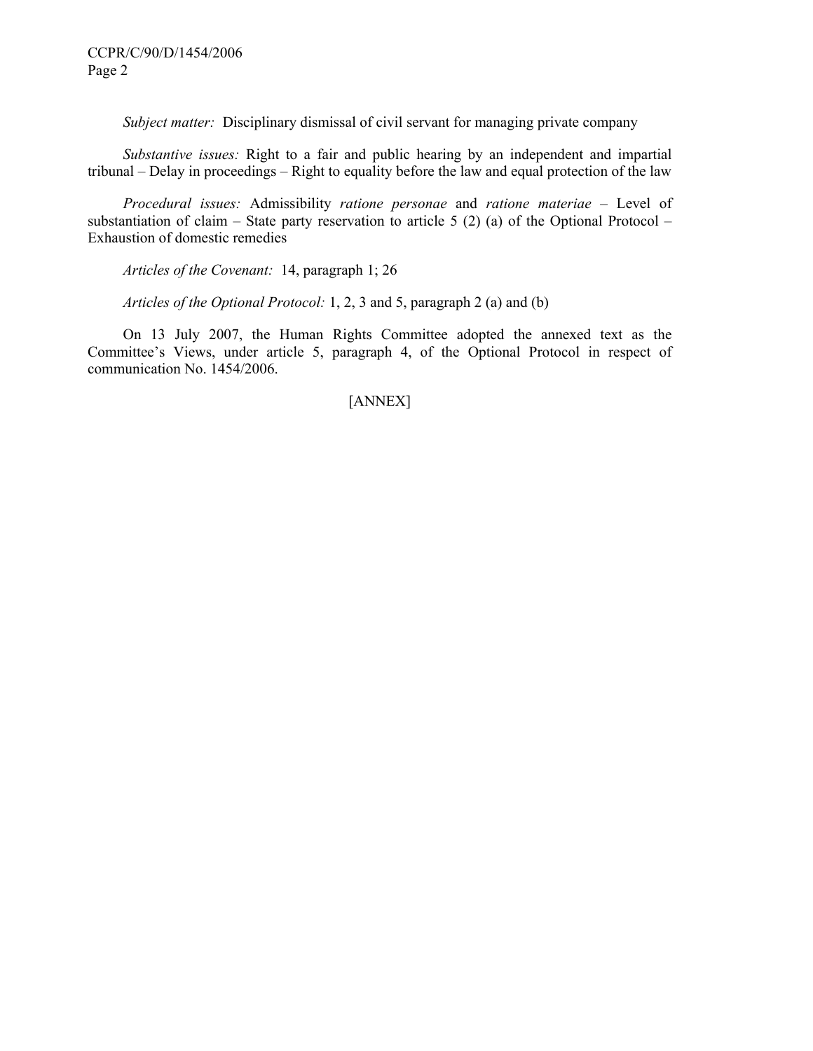*Subject matter:* Disciplinary dismissal of civil servant for managing private company

*Substantive issues:* Right to a fair and public hearing by an independent and impartial tribunal – Delay in proceedings – Right to equality before the law and equal protection of the law

*Procedural issues:* Admissibility *ratione personae* and *ratione materiae* – Level of substantiation of claim – State party reservation to article 5 (2) (a) of the Optional Protocol – Exhaustion of domestic remedies

*Articles of the Covenant:* 14, paragraph 1; 26

*Articles of the Optional Protocol:* 1, 2, 3 and 5, paragraph 2 (a) and (b)

On 13 July 2007, the Human Rights Committee adopted the annexed text as the Committee's Views, under article 5, paragraph 4, of the Optional Protocol in respect of communication No. 1454/2006.

[ANNEX]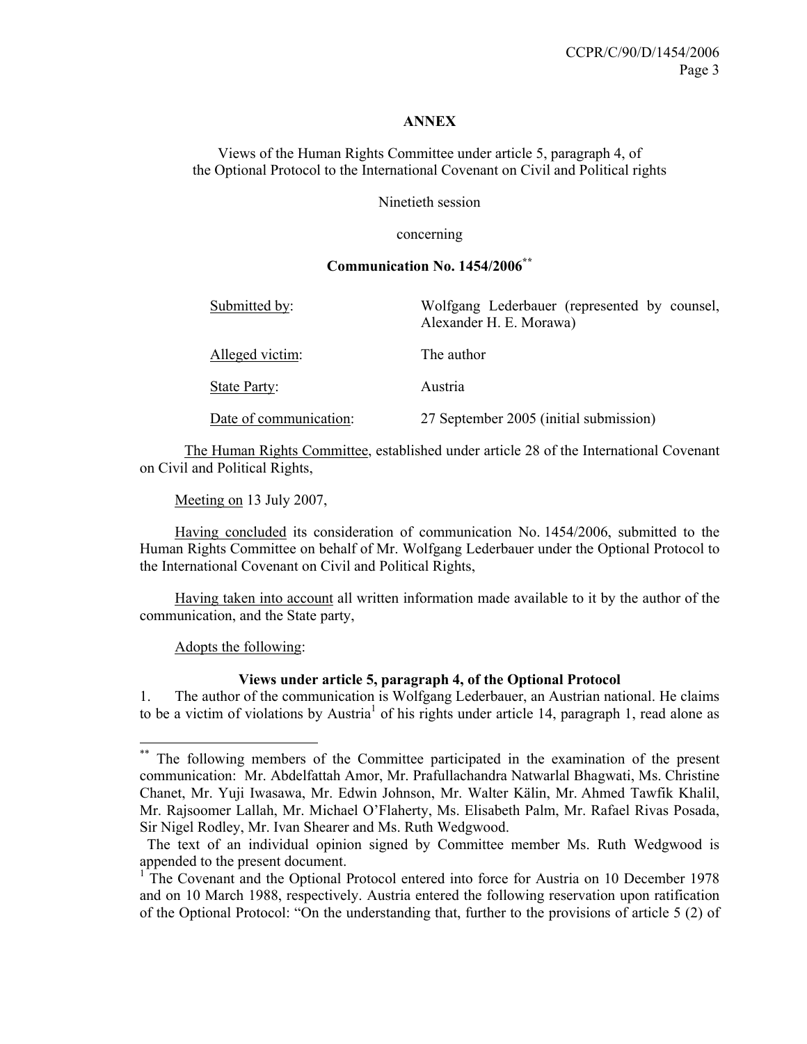**ANNEX**

Views of the Human Rights Committee under article 5, paragraph 4, of the Optional Protocol to the International Covenant on Civil and Political rights

Ninetieth session

concerning

**Communication No. 1454/2006**[**]

| | |
|---|---|
| Submitted by: | Wolfgang Lederbauer (represented by counsel, Alexander H. E. Morawa) |
| Alleged victim: | The author |
| State Party: | Austria |
| Date of communication: | 27 September 2005 (initial submission) |

The Human Rights Committee, established under article 28 of the International Covenant on Civil and Political Rights,

Meeting on 13 July 2007,

Having concluded its consideration of communication No. 1454/2006, submitted to the Human Rights Committee on behalf of Mr. Wolfgang Lederbauer under the Optional Protocol to the International Covenant on Civil and Political Rights,

Having taken into account all written information made available to it by the author of the communication, and the State party,

Adopts the following:

**Views under article 5, paragraph 4, of the Optional Protocol**

1. The author of the communication is Wolfgang Lederbauer, an Austrian national. He claims to be a victim of violations by Austria[1] of his rights under article 14, paragraph 1, read alone as

---

[**] The following members of the Committee participated in the examination of the present communication: Mr. Abdelfattah Amor, Mr. Prafullachandra Natwarlal Bhagwati, Ms. Christine Chanet, Mr. Yuji Iwasawa, Mr. Edwin Johnson, Mr. Walter Kälin, Mr. Ahmed Tawfik Khalil, Mr. Rajsoomer Lallah, Mr. Michael O'Flaherty, Ms. Elisabeth Palm, Mr. Rafael Rivas Posada, Sir Nigel Rodley, Mr. Ivan Shearer and Ms. Ruth Wedgwood.

The text of an individual opinion signed by Committee member Ms. Ruth Wedgwood is appended to the present document.

[1] The Covenant and the Optional Protocol entered into force for Austria on 10 December 1978 and on 10 March 1988, respectively. Austria entered the following reservation upon ratification of the Optional Protocol: "On the understanding that, further to the provisions of article 5 (2) of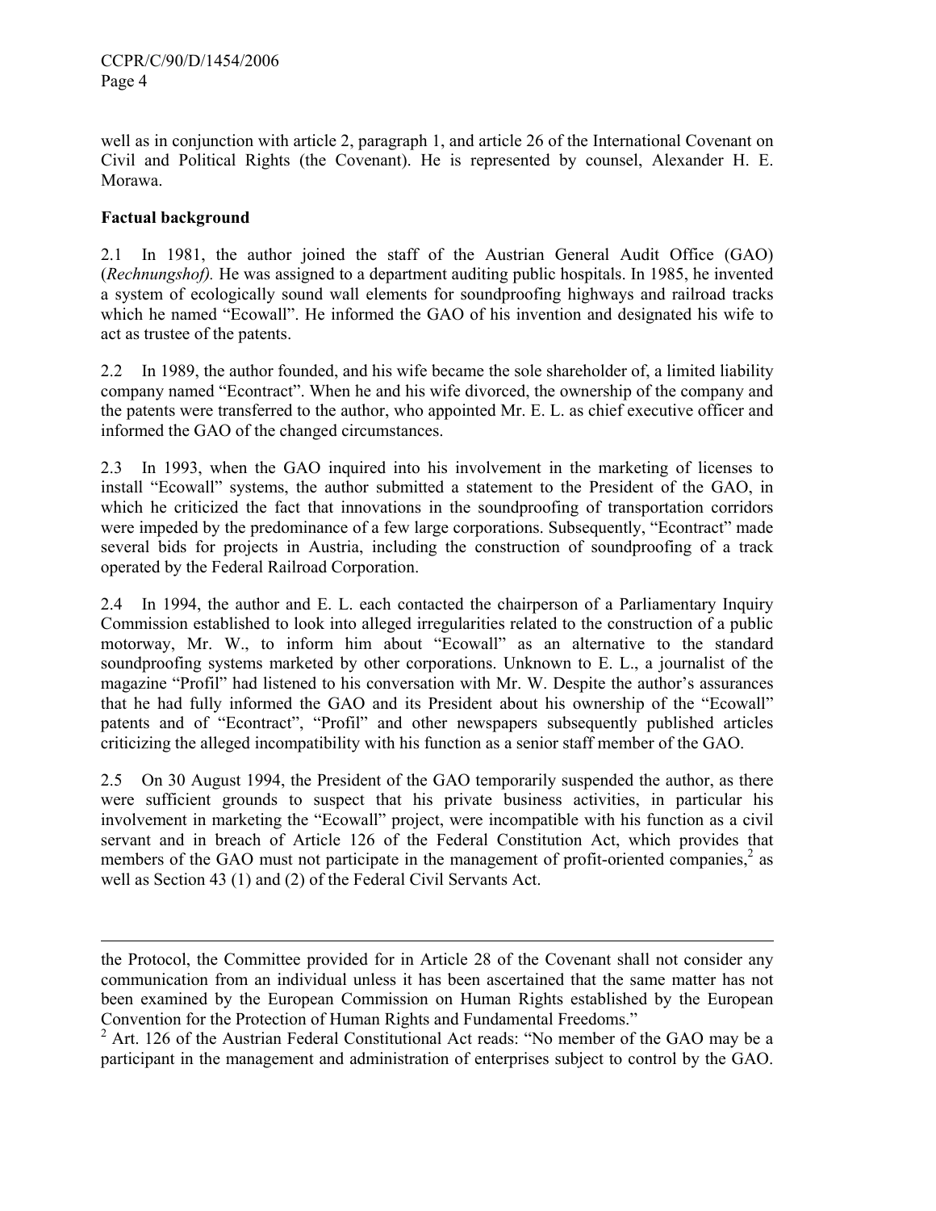well as in conjunction with article 2, paragraph 1, and article 26 of the International Covenant on Civil and Political Rights (the Covenant). He is represented by counsel, Alexander H. E. Morawa.

## Factual background

2.1 In 1981, the author joined the staff of the Austrian General Audit Office (GAO) (*Rechnungshof).* He was assigned to a department auditing public hospitals. In 1985, he invented a system of ecologically sound wall elements for soundproofing highways and railroad tracks which he named "Ecowall". He informed the GAO of his invention and designated his wife to act as trustee of the patents.

2.2 In 1989, the author founded, and his wife became the sole shareholder of, a limited liability company named "Econtract". When he and his wife divorced, the ownership of the company and the patents were transferred to the author, who appointed Mr. E. L. as chief executive officer and informed the GAO of the changed circumstances.

2.3 In 1993, when the GAO inquired into his involvement in the marketing of licenses to install "Ecowall" systems, the author submitted a statement to the President of the GAO, in which he criticized the fact that innovations in the soundproofing of transportation corridors were impeded by the predominance of a few large corporations. Subsequently, "Econtract" made several bids for projects in Austria, including the construction of soundproofing of a track operated by the Federal Railroad Corporation.

2.4 In 1994, the author and E. L. each contacted the chairperson of a Parliamentary Inquiry Commission established to look into alleged irregularities related to the construction of a public motorway, Mr. W., to inform him about "Ecowall" as an alternative to the standard soundproofing systems marketed by other corporations. Unknown to E. L., a journalist of the magazine "Profil" had listened to his conversation with Mr. W. Despite the author's assurances that he had fully informed the GAO and its President about his ownership of the "Ecowall" patents and of "Econtract", "Profil" and other newspapers subsequently published articles criticizing the alleged incompatibility with his function as a senior staff member of the GAO.

2.5 On 30 August 1994, the President of the GAO temporarily suspended the author, as there were sufficient grounds to suspect that his private business activities, in particular his involvement in marketing the "Ecowall" project, were incompatible with his function as a civil servant and in breach of Article 126 of the Federal Constitution Act, which provides that members of the GAO must not participate in the management of profit-oriented companies,[2] as well as Section 43 (1) and (2) of the Federal Civil Servants Act.

---

the Protocol, the Committee provided for in Article 28 of the Covenant shall not consider any communication from an individual unless it has been ascertained that the same matter has not been examined by the European Commission on Human Rights established by the European Convention for the Protection of Human Rights and Fundamental Freedoms."

[2] Art. 126 of the Austrian Federal Constitutional Act reads: "No member of the GAO may be a participant in the management and administration of enterprises subject to control by the GAO.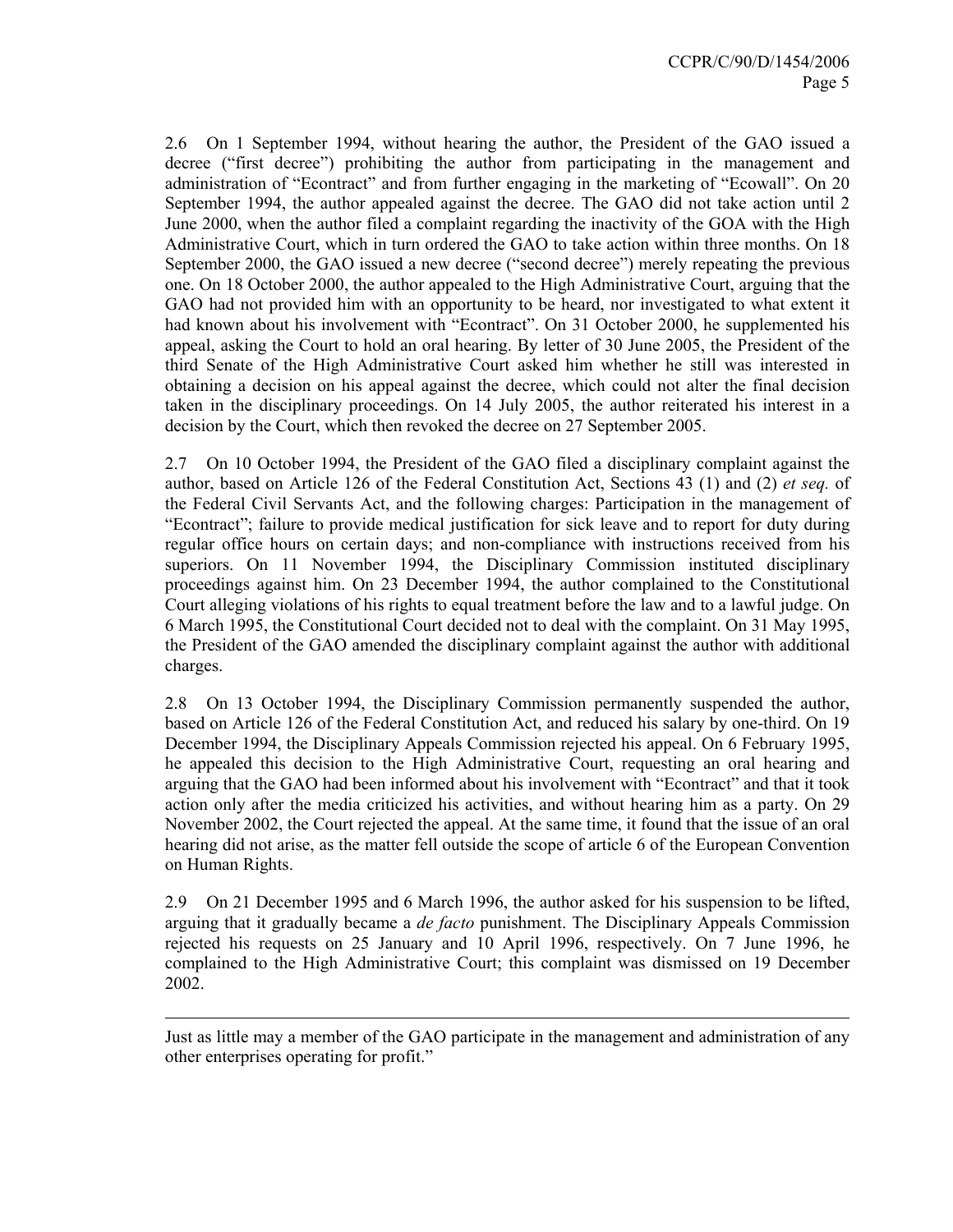2.6 On 1 September 1994, without hearing the author, the President of the GAO issued a decree ("first decree") prohibiting the author from participating in the management and administration of "Econtract" and from further engaging in the marketing of "Ecowall". On 20 September 1994, the author appealed against the decree. The GAO did not take action until 2 June 2000, when the author filed a complaint regarding the inactivity of the GOA with the High Administrative Court, which in turn ordered the GAO to take action within three months. On 18 September 2000, the GAO issued a new decree ("second decree") merely repeating the previous one. On 18 October 2000, the author appealed to the High Administrative Court, arguing that the GAO had not provided him with an opportunity to be heard, nor investigated to what extent it had known about his involvement with "Econtract". On 31 October 2000, he supplemented his appeal, asking the Court to hold an oral hearing. By letter of 30 June 2005, the President of the third Senate of the High Administrative Court asked him whether he still was interested in obtaining a decision on his appeal against the decree, which could not alter the final decision taken in the disciplinary proceedings. On 14 July 2005, the author reiterated his interest in a decision by the Court, which then revoked the decree on 27 September 2005.

2.7 On 10 October 1994, the President of the GAO filed a disciplinary complaint against the author, based on Article 126 of the Federal Constitution Act, Sections 43 (1) and (2) *et seq.* of the Federal Civil Servants Act, and the following charges: Participation in the management of "Econtract"; failure to provide medical justification for sick leave and to report for duty during regular office hours on certain days; and non-compliance with instructions received from his superiors. On 11 November 1994, the Disciplinary Commission instituted disciplinary proceedings against him. On 23 December 1994, the author complained to the Constitutional Court alleging violations of his rights to equal treatment before the law and to a lawful judge. On 6 March 1995, the Constitutional Court decided not to deal with the complaint. On 31 May 1995, the President of the GAO amended the disciplinary complaint against the author with additional charges.

2.8 On 13 October 1994, the Disciplinary Commission permanently suspended the author, based on Article 126 of the Federal Constitution Act, and reduced his salary by one-third. On 19 December 1994, the Disciplinary Appeals Commission rejected his appeal. On 6 February 1995, he appealed this decision to the High Administrative Court, requesting an oral hearing and arguing that the GAO had been informed about his involvement with "Econtract" and that it took action only after the media criticized his activities, and without hearing him as a party. On 29 November 2002, the Court rejected the appeal. At the same time, it found that the issue of an oral hearing did not arise, as the matter fell outside the scope of article 6 of the European Convention on Human Rights.

2.9 On 21 December 1995 and 6 March 1996, the author asked for his suspension to be lifted, arguing that it gradually became a *de facto* punishment. The Disciplinary Appeals Commission rejected his requests on 25 January and 10 April 1996, respectively. On 7 June 1996, he complained to the High Administrative Court; this complaint was dismissed on 19 December 2002.

---

Just as little may a member of the GAO participate in the management and administration of any other enterprises operating for profit."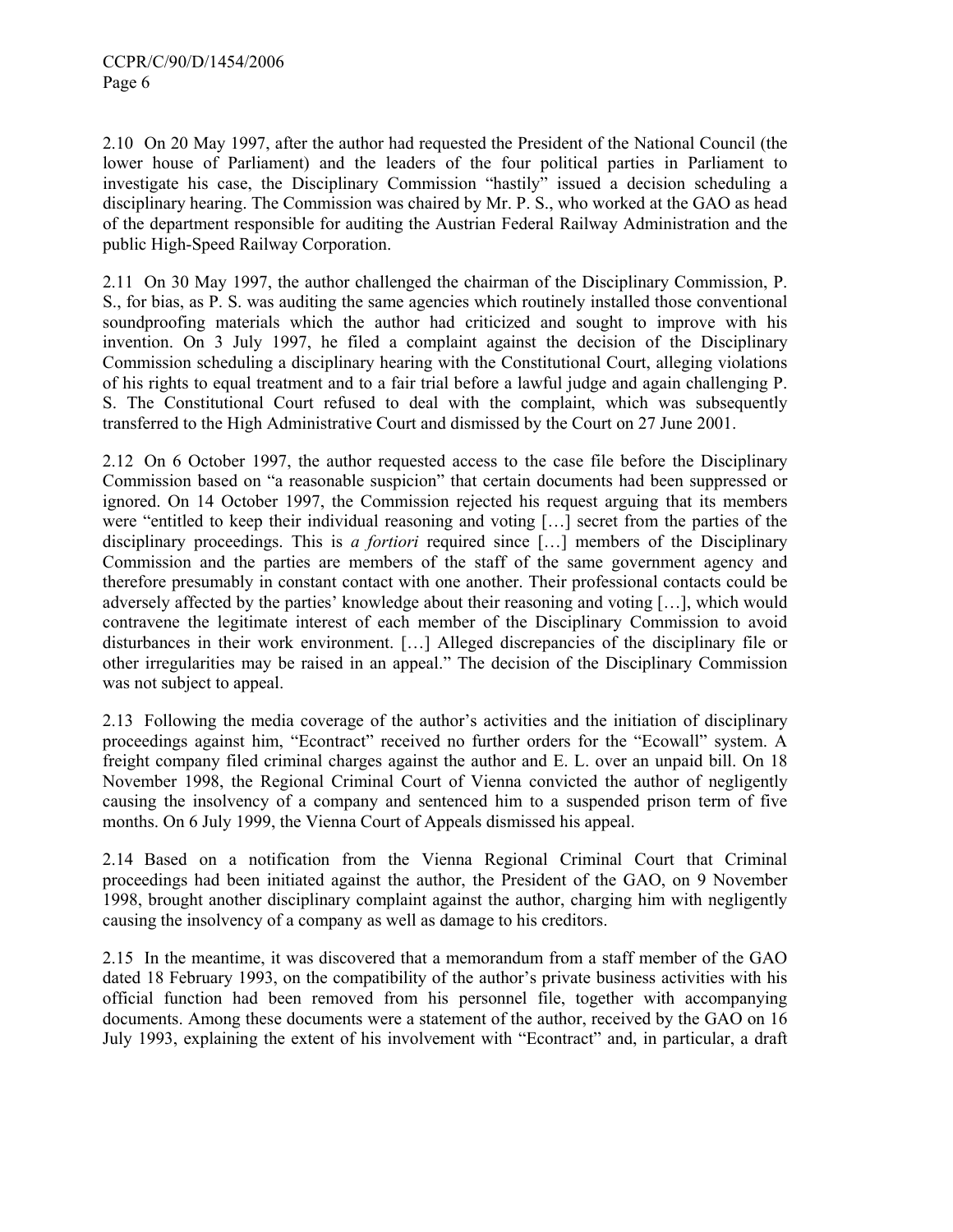2.10 On 20 May 1997, after the author had requested the President of the National Council (the lower house of Parliament) and the leaders of the four political parties in Parliament to investigate his case, the Disciplinary Commission "hastily" issued a decision scheduling a disciplinary hearing. The Commission was chaired by Mr. P. S., who worked at the GAO as head of the department responsible for auditing the Austrian Federal Railway Administration and the public High-Speed Railway Corporation.

2.11 On 30 May 1997, the author challenged the chairman of the Disciplinary Commission, P. S., for bias, as P. S. was auditing the same agencies which routinely installed those conventional soundproofing materials which the author had criticized and sought to improve with his invention. On 3 July 1997, he filed a complaint against the decision of the Disciplinary Commission scheduling a disciplinary hearing with the Constitutional Court, alleging violations of his rights to equal treatment and to a fair trial before a lawful judge and again challenging P. S. The Constitutional Court refused to deal with the complaint, which was subsequently transferred to the High Administrative Court and dismissed by the Court on 27 June 2001.

2.12 On 6 October 1997, the author requested access to the case file before the Disciplinary Commission based on "a reasonable suspicion" that certain documents had been suppressed or ignored. On 14 October 1997, the Commission rejected his request arguing that its members were "entitled to keep their individual reasoning and voting […] secret from the parties of the disciplinary proceedings. This is *a fortiori* required since […] members of the Disciplinary Commission and the parties are members of the staff of the same government agency and therefore presumably in constant contact with one another. Their professional contacts could be adversely affected by the parties' knowledge about their reasoning and voting […], which would contravene the legitimate interest of each member of the Disciplinary Commission to avoid disturbances in their work environment. […] Alleged discrepancies of the disciplinary file or other irregularities may be raised in an appeal." The decision of the Disciplinary Commission was not subject to appeal.

2.13 Following the media coverage of the author's activities and the initiation of disciplinary proceedings against him, "Econtract" received no further orders for the "Ecowall" system. A freight company filed criminal charges against the author and E. L. over an unpaid bill. On 18 November 1998, the Regional Criminal Court of Vienna convicted the author of negligently causing the insolvency of a company and sentenced him to a suspended prison term of five months. On 6 July 1999, the Vienna Court of Appeals dismissed his appeal.

2.14 Based on a notification from the Vienna Regional Criminal Court that Criminal proceedings had been initiated against the author, the President of the GAO, on 9 November 1998, brought another disciplinary complaint against the author, charging him with negligently causing the insolvency of a company as well as damage to his creditors.

2.15 In the meantime, it was discovered that a memorandum from a staff member of the GAO dated 18 February 1993, on the compatibility of the author's private business activities with his official function had been removed from his personnel file, together with accompanying documents. Among these documents were a statement of the author, received by the GAO on 16 July 1993, explaining the extent of his involvement with "Econtract" and, in particular, a draft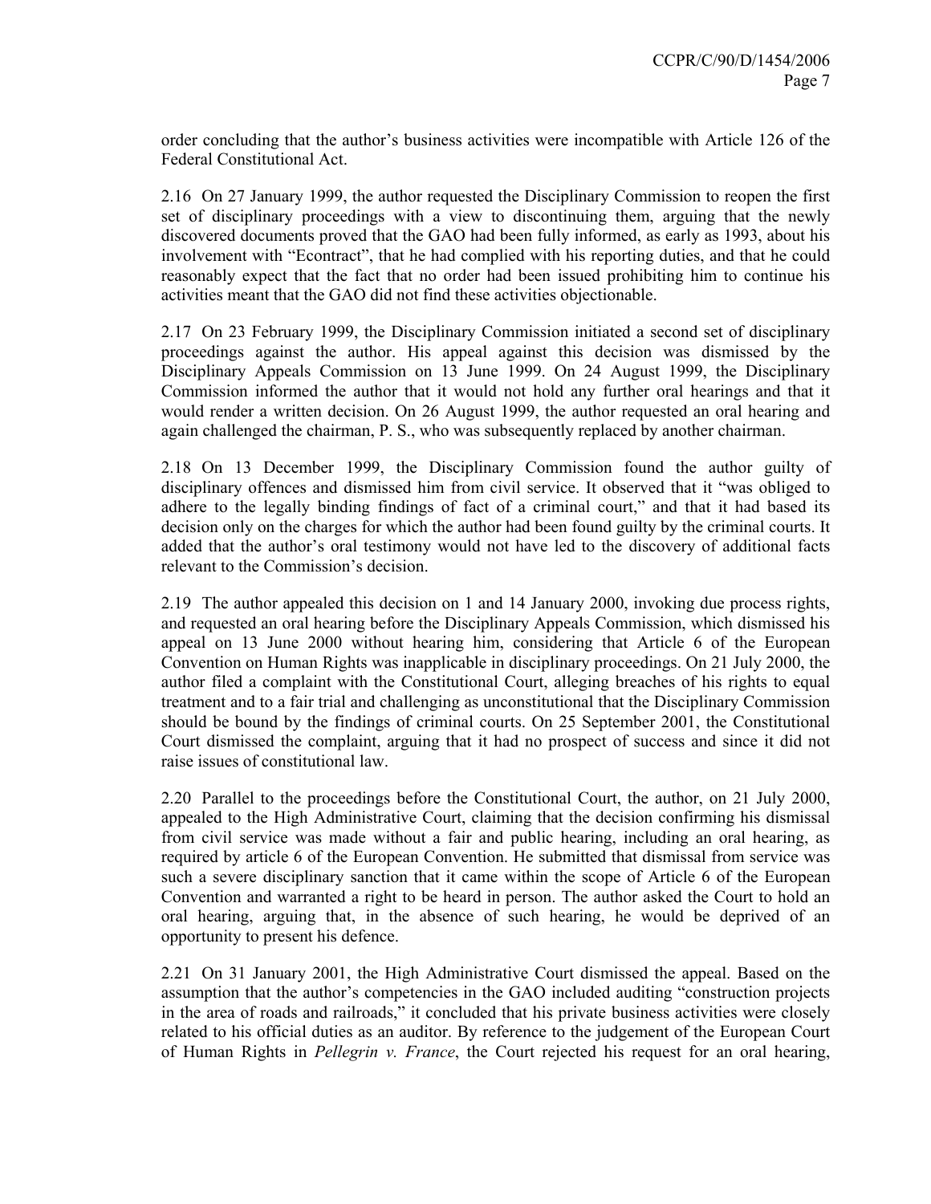order concluding that the author's business activities were incompatible with Article 126 of the Federal Constitutional Act.

2.16 On 27 January 1999, the author requested the Disciplinary Commission to reopen the first set of disciplinary proceedings with a view to discontinuing them, arguing that the newly discovered documents proved that the GAO had been fully informed, as early as 1993, about his involvement with "Econtract", that he had complied with his reporting duties, and that he could reasonably expect that the fact that no order had been issued prohibiting him to continue his activities meant that the GAO did not find these activities objectionable.

2.17 On 23 February 1999, the Disciplinary Commission initiated a second set of disciplinary proceedings against the author. His appeal against this decision was dismissed by the Disciplinary Appeals Commission on 13 June 1999. On 24 August 1999, the Disciplinary Commission informed the author that it would not hold any further oral hearings and that it would render a written decision. On 26 August 1999, the author requested an oral hearing and again challenged the chairman, P. S., who was subsequently replaced by another chairman.

2.18 On 13 December 1999, the Disciplinary Commission found the author guilty of disciplinary offences and dismissed him from civil service. It observed that it "was obliged to adhere to the legally binding findings of fact of a criminal court," and that it had based its decision only on the charges for which the author had been found guilty by the criminal courts. It added that the author's oral testimony would not have led to the discovery of additional facts relevant to the Commission's decision.

2.19 The author appealed this decision on 1 and 14 January 2000, invoking due process rights, and requested an oral hearing before the Disciplinary Appeals Commission, which dismissed his appeal on 13 June 2000 without hearing him, considering that Article 6 of the European Convention on Human Rights was inapplicable in disciplinary proceedings. On 21 July 2000, the author filed a complaint with the Constitutional Court, alleging breaches of his rights to equal treatment and to a fair trial and challenging as unconstitutional that the Disciplinary Commission should be bound by the findings of criminal courts. On 25 September 2001, the Constitutional Court dismissed the complaint, arguing that it had no prospect of success and since it did not raise issues of constitutional law.

2.20 Parallel to the proceedings before the Constitutional Court, the author, on 21 July 2000, appealed to the High Administrative Court, claiming that the decision confirming his dismissal from civil service was made without a fair and public hearing, including an oral hearing, as required by article 6 of the European Convention. He submitted that dismissal from service was such a severe disciplinary sanction that it came within the scope of Article 6 of the European Convention and warranted a right to be heard in person. The author asked the Court to hold an oral hearing, arguing that, in the absence of such hearing, he would be deprived of an opportunity to present his defence.

2.21 On 31 January 2001, the High Administrative Court dismissed the appeal. Based on the assumption that the author's competencies in the GAO included auditing "construction projects in the area of roads and railroads," it concluded that his private business activities were closely related to his official duties as an auditor. By reference to the judgement of the European Court of Human Rights in *Pellegrin v. France*, the Court rejected his request for an oral hearing,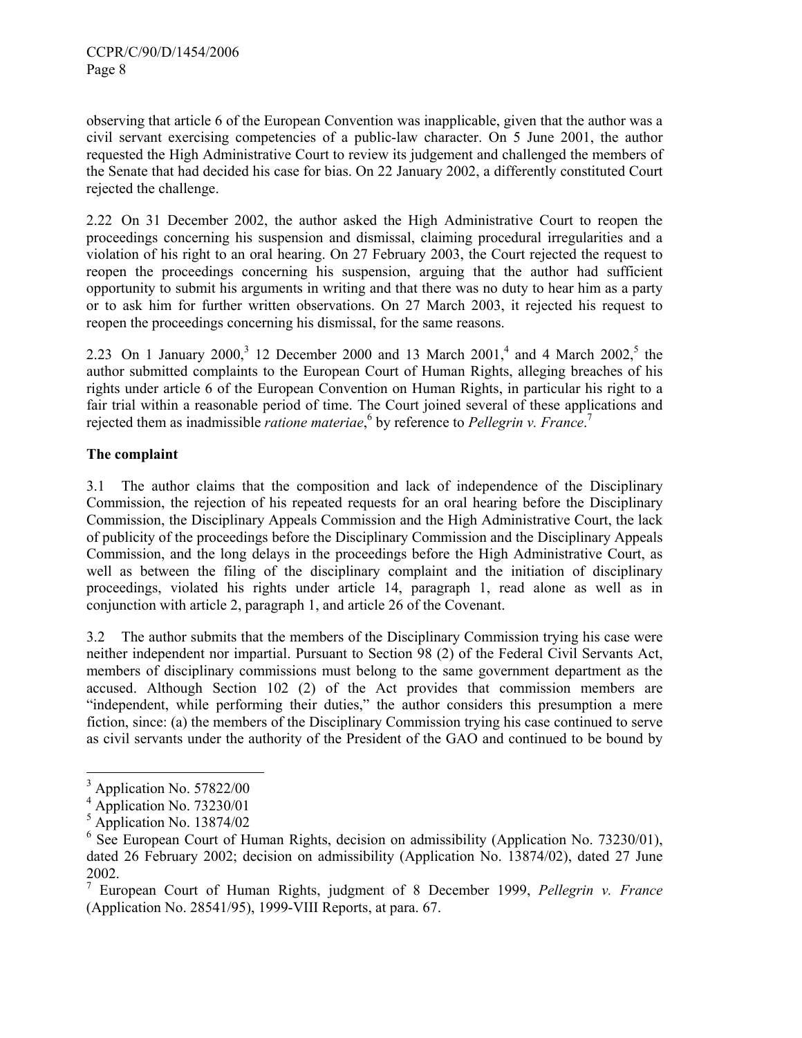observing that article 6 of the European Convention was inapplicable, given that the author was a civil servant exercising competencies of a public-law character. On 5 June 2001, the author requested the High Administrative Court to review its judgement and challenged the members of the Senate that had decided his case for bias. On 22 January 2002, a differently constituted Court rejected the challenge.

2.22 On 31 December 2002, the author asked the High Administrative Court to reopen the proceedings concerning his suspension and dismissal, claiming procedural irregularities and a violation of his right to an oral hearing. On 27 February 2003, the Court rejected the request to reopen the proceedings concerning his suspension, arguing that the author had sufficient opportunity to submit his arguments in writing and that there was no duty to hear him as a party or to ask him for further written observations. On 27 March 2003, it rejected his request to reopen the proceedings concerning his dismissal, for the same reasons.

2.23 On 1 January 2000,[3] 12 December 2000 and 13 March 2001,[4] and 4 March 2002,[5] the author submitted complaints to the European Court of Human Rights, alleging breaches of his rights under article 6 of the European Convention on Human Rights, in particular his right to a fair trial within a reasonable period of time. The Court joined several of these applications and rejected them as inadmissible *ratione materiae*,[6] by reference to *Pellegrin v. France*.[7]

**The complaint**

3.1 The author claims that the composition and lack of independence of the Disciplinary Commission, the rejection of his repeated requests for an oral hearing before the Disciplinary Commission, the Disciplinary Appeals Commission and the High Administrative Court, the lack of publicity of the proceedings before the Disciplinary Commission and the Disciplinary Appeals Commission, and the long delays in the proceedings before the High Administrative Court, as well as between the filing of the disciplinary complaint and the initiation of disciplinary proceedings, violated his rights under article 14, paragraph 1, read alone as well as in conjunction with article 2, paragraph 1, and article 26 of the Covenant.

3.2 The author submits that the members of the Disciplinary Commission trying his case were neither independent nor impartial. Pursuant to Section 98 (2) of the Federal Civil Servants Act, members of disciplinary commissions must belong to the same government department as the accused. Although Section 102 (2) of the Act provides that commission members are "independent, while performing their duties," the author considers this presumption a mere fiction, since: (a) the members of the Disciplinary Commission trying his case continued to serve as civil servants under the authority of the President of the GAO and continued to be bound by

---

[3] Application No. 57822/00

[4] Application No. 73230/01

[5] Application No. 13874/02

[6] See European Court of Human Rights, decision on admissibility (Application No. 73230/01), dated 26 February 2002; decision on admissibility (Application No. 13874/02), dated 27 June 2002.

[7] European Court of Human Rights, judgment of 8 December 1999, *Pellegrin v. France* (Application No. 28541/95), 1999-VIII Reports, at para. 67.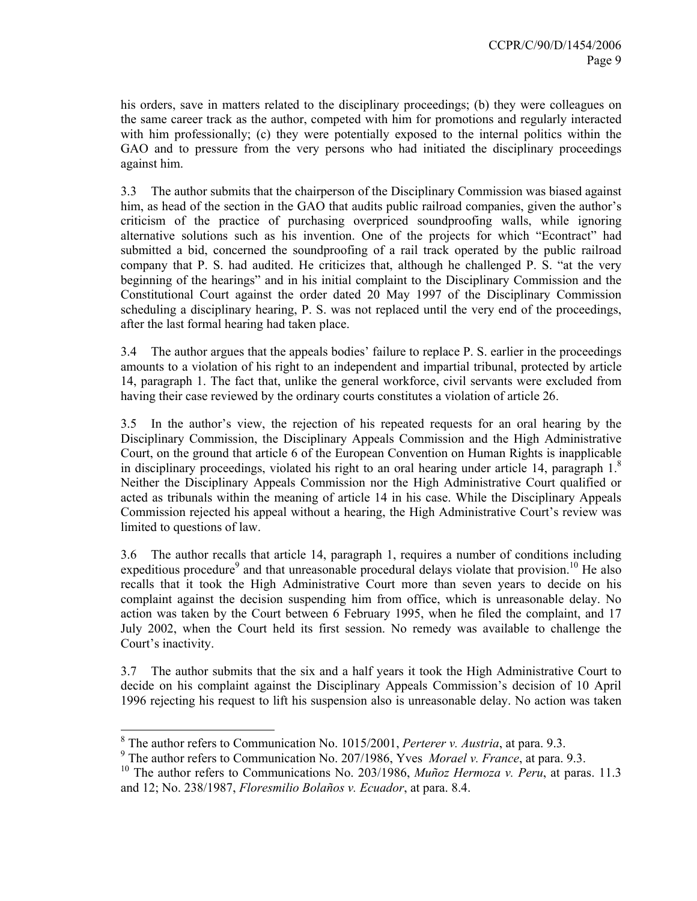his orders, save in matters related to the disciplinary proceedings; (b) they were colleagues on the same career track as the author, competed with him for promotions and regularly interacted with him professionally; (c) they were potentially exposed to the internal politics within the GAO and to pressure from the very persons who had initiated the disciplinary proceedings against him.

3.3 The author submits that the chairperson of the Disciplinary Commission was biased against him, as head of the section in the GAO that audits public railroad companies, given the author's criticism of the practice of purchasing overpriced soundproofing walls, while ignoring alternative solutions such as his invention. One of the projects for which "Econtract" had submitted a bid, concerned the soundproofing of a rail track operated by the public railroad company that P. S. had audited. He criticizes that, although he challenged P. S. "at the very beginning of the hearings" and in his initial complaint to the Disciplinary Commission and the Constitutional Court against the order dated 20 May 1997 of the Disciplinary Commission scheduling a disciplinary hearing, P. S. was not replaced until the very end of the proceedings, after the last formal hearing had taken place.

3.4 The author argues that the appeals bodies' failure to replace P. S. earlier in the proceedings amounts to a violation of his right to an independent and impartial tribunal, protected by article 14, paragraph 1. The fact that, unlike the general workforce, civil servants were excluded from having their case reviewed by the ordinary courts constitutes a violation of article 26.

3.5 In the author's view, the rejection of his repeated requests for an oral hearing by the Disciplinary Commission, the Disciplinary Appeals Commission and the High Administrative Court, on the ground that article 6 of the European Convention on Human Rights is inapplicable in disciplinary proceedings, violated his right to an oral hearing under article 14, paragraph 1.[8] Neither the Disciplinary Appeals Commission nor the High Administrative Court qualified or acted as tribunals within the meaning of article 14 in his case. While the Disciplinary Appeals Commission rejected his appeal without a hearing, the High Administrative Court's review was limited to questions of law.

3.6 The author recalls that article 14, paragraph 1, requires a number of conditions including expeditious procedure[9] and that unreasonable procedural delays violate that provision.[10] He also recalls that it took the High Administrative Court more than seven years to decide on his complaint against the decision suspending him from office, which is unreasonable delay. No action was taken by the Court between 6 February 1995, when he filed the complaint, and 17 July 2002, when the Court held its first session. No remedy was available to challenge the Court's inactivity.

3.7 The author submits that the six and a half years it took the High Administrative Court to decide on his complaint against the Disciplinary Appeals Commission's decision of 10 April 1996 rejecting his request to lift his suspension also is unreasonable delay. No action was taken

---

[8] The author refers to Communication No. 1015/2001, *Perterer v. Austria*, at para. 9.3.

[9] The author refers to Communication No. 207/1986, Yves *Morael v. France*, at para. 9.3.

[10] The author refers to Communications No. 203/1986, *Muñoz Hermoza v. Peru*, at paras. 11.3 and 12; No. 238/1987, *Floresmilio Bolaños v. Ecuador*, at para. 8.4.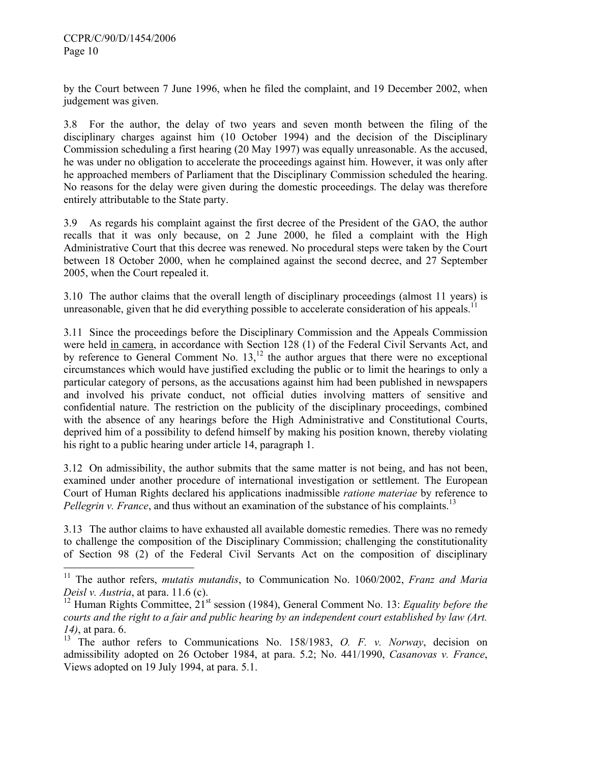by the Court between 7 June 1996, when he filed the complaint, and 19 December 2002, when judgement was given.

3.8 For the author, the delay of two years and seven month between the filing of the disciplinary charges against him (10 October 1994) and the decision of the Disciplinary Commission scheduling a first hearing (20 May 1997) was equally unreasonable. As the accused, he was under no obligation to accelerate the proceedings against him. However, it was only after he approached members of Parliament that the Disciplinary Commission scheduled the hearing. No reasons for the delay were given during the domestic proceedings. The delay was therefore entirely attributable to the State party.

3.9 As regards his complaint against the first decree of the President of the GAO, the author recalls that it was only because, on 2 June 2000, he filed a complaint with the High Administrative Court that this decree was renewed. No procedural steps were taken by the Court between 18 October 2000, when he complained against the second decree, and 27 September 2005, when the Court repealed it.

3.10 The author claims that the overall length of disciplinary proceedings (almost 11 years) is unreasonable, given that he did everything possible to accelerate consideration of his appeals.[11]

3.11 Since the proceedings before the Disciplinary Commission and the Appeals Commission were held in camera, in accordance with Section 128 (1) of the Federal Civil Servants Act, and by reference to General Comment No. 13,[12] the author argues that there were no exceptional circumstances which would have justified excluding the public or to limit the hearings to only a particular category of persons, as the accusations against him had been published in newspapers and involved his private conduct, not official duties involving matters of sensitive and confidential nature. The restriction on the publicity of the disciplinary proceedings, combined with the absence of any hearings before the High Administrative and Constitutional Courts, deprived him of a possibility to defend himself by making his position known, thereby violating his right to a public hearing under article 14, paragraph 1.

3.12 On admissibility, the author submits that the same matter is not being, and has not been, examined under another procedure of international investigation or settlement. The European Court of Human Rights declared his applications inadmissible *ratione materiae* by reference to *Pellegrin v. France*, and thus without an examination of the substance of his complaints.[13]

3.13 The author claims to have exhausted all available domestic remedies. There was no remedy to challenge the composition of the Disciplinary Commission; challenging the constitutionality of Section 98 (2) of the Federal Civil Servants Act on the composition of disciplinary

---

[11] The author refers, *mutatis mutandis*, to Communication No. 1060/2002, *Franz and Maria Deisl v. Austria*, at para. 11.6 (c).

[12] Human Rights Committee, 21st session (1984), General Comment No. 13: *Equality before the courts and the right to a fair and public hearing by an independent court established by law (Art. 14)*, at para. 6.

[13] The author refers to Communications No. 158/1983, *O. F. v. Norway*, decision on admissibility adopted on 26 October 1984, at para. 5.2; No. 441/1990, *Casanovas v. France*, Views adopted on 19 July 1994, at para. 5.1.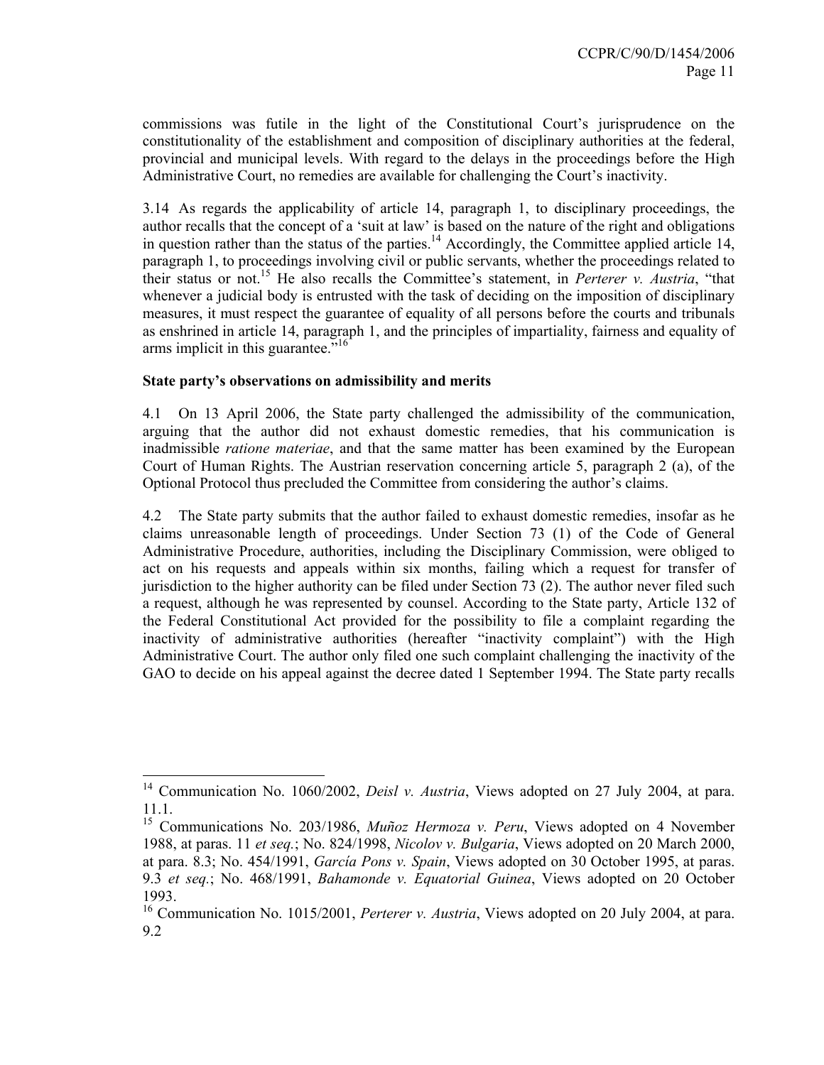commissions was futile in the light of the Constitutional Court's jurisprudence on the constitutionality of the establishment and composition of disciplinary authorities at the federal, provincial and municipal levels. With regard to the delays in the proceedings before the High Administrative Court, no remedies are available for challenging the Court's inactivity.

3.14 As regards the applicability of article 14, paragraph 1, to disciplinary proceedings, the author recalls that the concept of a 'suit at law' is based on the nature of the right and obligations in question rather than the status of the parties.[14] Accordingly, the Committee applied article 14, paragraph 1, to proceedings involving civil or public servants, whether the proceedings related to their status or not.[15] He also recalls the Committee's statement, in *Perterer v. Austria*, "that whenever a judicial body is entrusted with the task of deciding on the imposition of disciplinary measures, it must respect the guarantee of equality of all persons before the courts and tribunals as enshrined in article 14, paragraph 1, and the principles of impartiality, fairness and equality of arms implicit in this guarantee."[16]

**State party's observations on admissibility and merits**

4.1 On 13 April 2006, the State party challenged the admissibility of the communication, arguing that the author did not exhaust domestic remedies, that his communication is inadmissible *ratione materiae*, and that the same matter has been examined by the European Court of Human Rights. The Austrian reservation concerning article 5, paragraph 2 (a), of the Optional Protocol thus precluded the Committee from considering the author's claims.

4.2 The State party submits that the author failed to exhaust domestic remedies, insofar as he claims unreasonable length of proceedings. Under Section 73 (1) of the Code of General Administrative Procedure, authorities, including the Disciplinary Commission, were obliged to act on his requests and appeals within six months, failing which a request for transfer of jurisdiction to the higher authority can be filed under Section 73 (2). The author never filed such a request, although he was represented by counsel. According to the State party, Article 132 of the Federal Constitutional Act provided for the possibility to file a complaint regarding the inactivity of administrative authorities (hereafter "inactivity complaint") with the High Administrative Court. The author only filed one such complaint challenging the inactivity of the GAO to decide on his appeal against the decree dated 1 September 1994. The State party recalls

---

[14] Communication No. 1060/2002, *Deisl v. Austria*, Views adopted on 27 July 2004, at para. 11.1.

[15] Communications No. 203/1986, *Muñoz Hermoza v. Peru*, Views adopted on 4 November 1988, at paras. 11 *et seq.*; No. 824/1998, *Nicolov v. Bulgaria*, Views adopted on 20 March 2000, at para. 8.3; No. 454/1991, *García Pons v. Spain*, Views adopted on 30 October 1995, at paras. 9.3 *et seq.*; No. 468/1991, *Bahamonde v. Equatorial Guinea*, Views adopted on 20 October 1993.

[16] Communication No. 1015/2001, *Perterer v. Austria*, Views adopted on 20 July 2004, at para. 9.2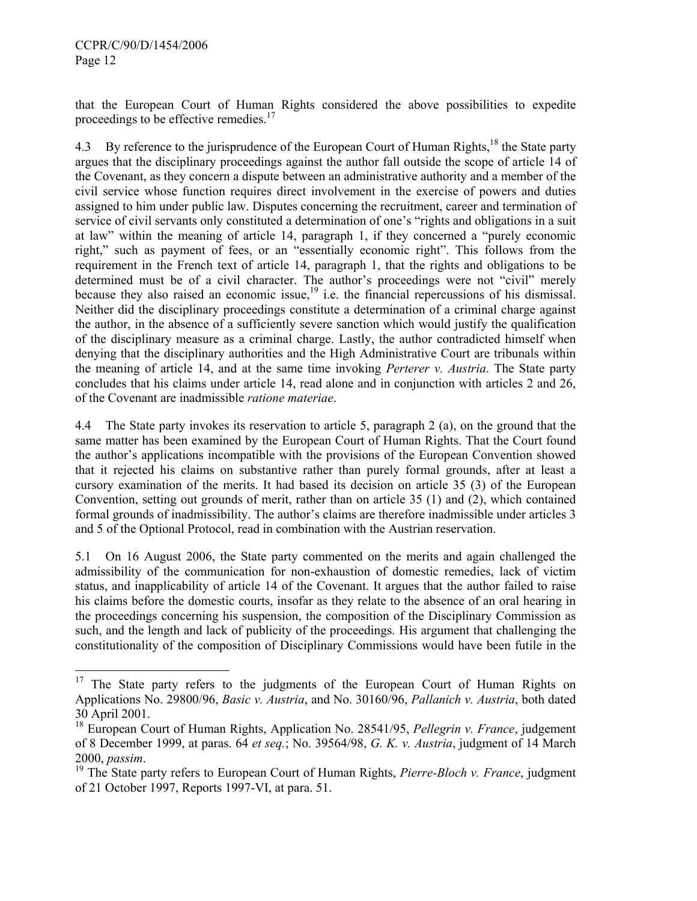that the European Court of Human Rights considered the above possibilities to expedite proceedings to be effective remedies.[17]

4.3 By reference to the jurisprudence of the European Court of Human Rights,[18] the State party argues that the disciplinary proceedings against the author fall outside the scope of article 14 of the Covenant, as they concern a dispute between an administrative authority and a member of the civil service whose function requires direct involvement in the exercise of powers and duties assigned to him under public law. Disputes concerning the recruitment, career and termination of service of civil servants only constituted a determination of one's "rights and obligations in a suit at law" within the meaning of article 14, paragraph 1, if they concerned a "purely economic right," such as payment of fees, or an "essentially economic right". This follows from the requirement in the French text of article 14, paragraph 1, that the rights and obligations to be determined must be of a civil character. The author's proceedings were not "civil" merely because they also raised an economic issue,[19] i.e. the financial repercussions of his dismissal. Neither did the disciplinary proceedings constitute a determination of a criminal charge against the author, in the absence of a sufficiently severe sanction which would justify the qualification of the disciplinary measure as a criminal charge. Lastly, the author contradicted himself when denying that the disciplinary authorities and the High Administrative Court are tribunals within the meaning of article 14, and at the same time invoking *Perterer v. Austria*. The State party concludes that his claims under article 14, read alone and in conjunction with articles 2 and 26, of the Covenant are inadmissible *ratione materiae*.

4.4 The State party invokes its reservation to article 5, paragraph 2 (a), on the ground that the same matter has been examined by the European Court of Human Rights. That the Court found the author's applications incompatible with the provisions of the European Convention showed that it rejected his claims on substantive rather than purely formal grounds, after at least a cursory examination of the merits. It had based its decision on article 35 (3) of the European Convention, setting out grounds of merit, rather than on article 35 (1) and (2), which contained formal grounds of inadmissibility. The author's claims are therefore inadmissible under articles 3 and 5 of the Optional Protocol, read in combination with the Austrian reservation.

5.1 On 16 August 2006, the State party commented on the merits and again challenged the admissibility of the communication for non-exhaustion of domestic remedies, lack of victim status, and inapplicability of article 14 of the Covenant. It argues that the author failed to raise his claims before the domestic courts, insofar as they relate to the absence of an oral hearing in the proceedings concerning his suspension, the composition of the Disciplinary Commission as such, and the length and lack of publicity of the proceedings. His argument that challenging the constitutionality of the composition of Disciplinary Commissions would have been futile in the

---

[17] The State party refers to the judgments of the European Court of Human Rights on Applications No. 29800/96, *Basic v. Austria*, and No. 30160/96, *Pallanich v. Austria*, both dated 30 April 2001.

[18] European Court of Human Rights, Application No. 28541/95, *Pellegrin v. France*, judgement of 8 December 1999, at paras. 64 *et seq.*; No. 39564/98, *G. K. v. Austria*, judgment of 14 March 2000, *passim*.

[19] The State party refers to European Court of Human Rights, *Pierre-Bloch v. France*, judgment of 21 October 1997, Reports 1997-VI, at para. 51.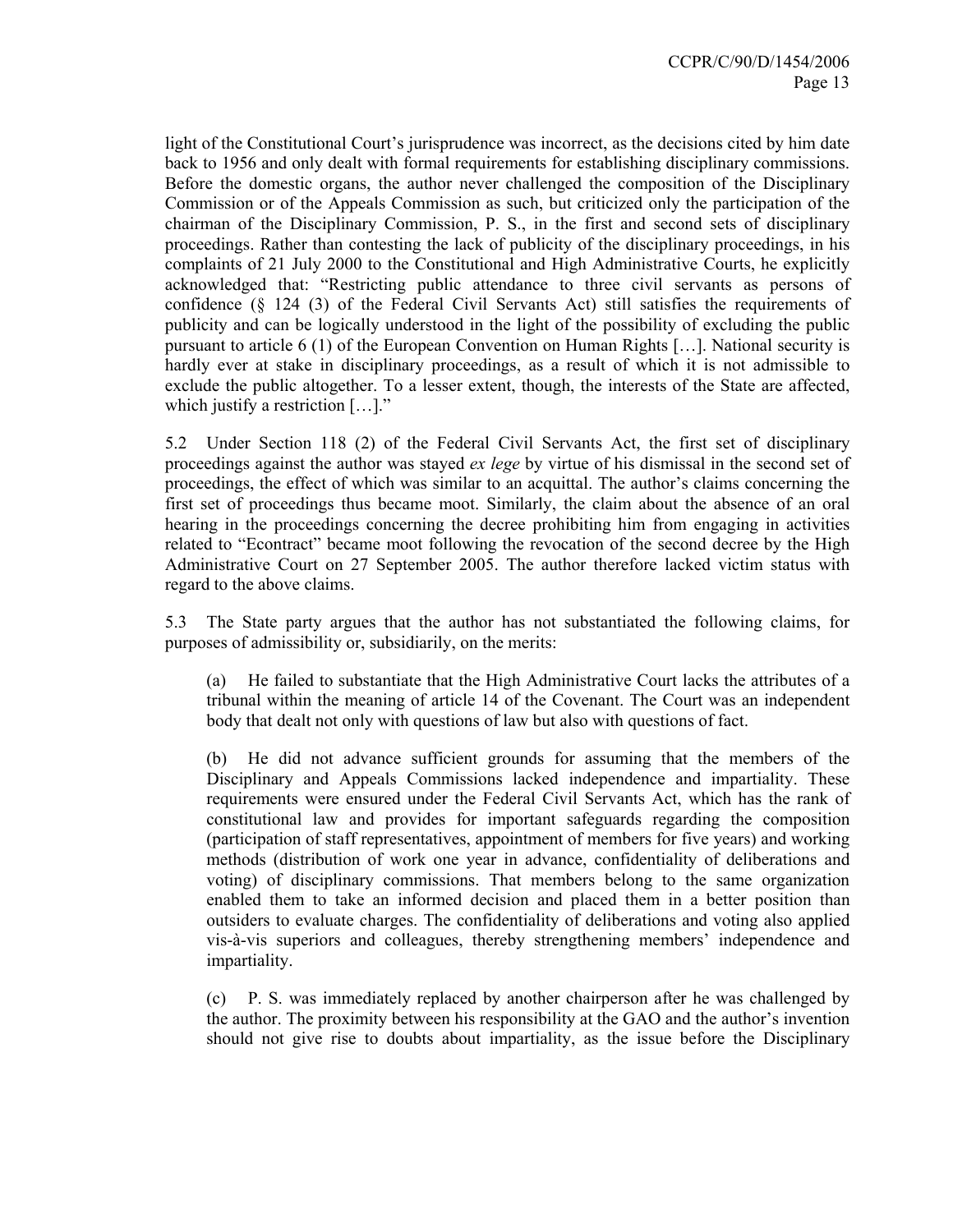light of the Constitutional Court's jurisprudence was incorrect, as the decisions cited by him date back to 1956 and only dealt with formal requirements for establishing disciplinary commissions. Before the domestic organs, the author never challenged the composition of the Disciplinary Commission or of the Appeals Commission as such, but criticized only the participation of the chairman of the Disciplinary Commission, P. S., in the first and second sets of disciplinary proceedings. Rather than contesting the lack of publicity of the disciplinary proceedings, in his complaints of 21 July 2000 to the Constitutional and High Administrative Courts, he explicitly acknowledged that: "Restricting public attendance to three civil servants as persons of confidence (§ 124 (3) of the Federal Civil Servants Act) still satisfies the requirements of publicity and can be logically understood in the light of the possibility of excluding the public pursuant to article 6 (1) of the European Convention on Human Rights […]. National security is hardly ever at stake in disciplinary proceedings, as a result of which it is not admissible to exclude the public altogether. To a lesser extent, though, the interests of the State are affected, which justify a restriction […]."

5.2 Under Section 118 (2) of the Federal Civil Servants Act, the first set of disciplinary proceedings against the author was stayed *ex lege* by virtue of his dismissal in the second set of proceedings, the effect of which was similar to an acquittal. The author's claims concerning the first set of proceedings thus became moot. Similarly, the claim about the absence of an oral hearing in the proceedings concerning the decree prohibiting him from engaging in activities related to "Econtract" became moot following the revocation of the second decree by the High Administrative Court on 27 September 2005. The author therefore lacked victim status with regard to the above claims.

5.3 The State party argues that the author has not substantiated the following claims, for purposes of admissibility or, subsidiarily, on the merits:

(a) He failed to substantiate that the High Administrative Court lacks the attributes of a tribunal within the meaning of article 14 of the Covenant. The Court was an independent body that dealt not only with questions of law but also with questions of fact.

(b) He did not advance sufficient grounds for assuming that the members of the Disciplinary and Appeals Commissions lacked independence and impartiality. These requirements were ensured under the Federal Civil Servants Act, which has the rank of constitutional law and provides for important safeguards regarding the composition (participation of staff representatives, appointment of members for five years) and working methods (distribution of work one year in advance, confidentiality of deliberations and voting) of disciplinary commissions. That members belong to the same organization enabled them to take an informed decision and placed them in a better position than outsiders to evaluate charges. The confidentiality of deliberations and voting also applied vis-à-vis superiors and colleagues, thereby strengthening members' independence and impartiality.

(c) P. S. was immediately replaced by another chairperson after he was challenged by the author. The proximity between his responsibility at the GAO and the author's invention should not give rise to doubts about impartiality, as the issue before the Disciplinary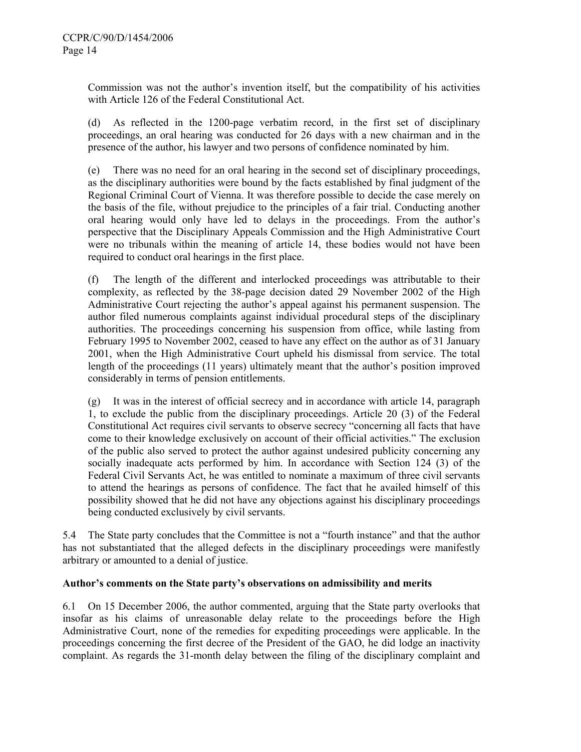Commission was not the author's invention itself, but the compatibility of his activities with Article 126 of the Federal Constitutional Act.

(d) As reflected in the 1200-page verbatim record, in the first set of disciplinary proceedings, an oral hearing was conducted for 26 days with a new chairman and in the presence of the author, his lawyer and two persons of confidence nominated by him.

(e) There was no need for an oral hearing in the second set of disciplinary proceedings, as the disciplinary authorities were bound by the facts established by final judgment of the Regional Criminal Court of Vienna. It was therefore possible to decide the case merely on the basis of the file, without prejudice to the principles of a fair trial. Conducting another oral hearing would only have led to delays in the proceedings. From the author's perspective that the Disciplinary Appeals Commission and the High Administrative Court were no tribunals within the meaning of article 14, these bodies would not have been required to conduct oral hearings in the first place.

(f) The length of the different and interlocked proceedings was attributable to their complexity, as reflected by the 38-page decision dated 29 November 2002 of the High Administrative Court rejecting the author's appeal against his permanent suspension. The author filed numerous complaints against individual procedural steps of the disciplinary authorities. The proceedings concerning his suspension from office, while lasting from February 1995 to November 2002, ceased to have any effect on the author as of 31 January 2001, when the High Administrative Court upheld his dismissal from service. The total length of the proceedings (11 years) ultimately meant that the author's position improved considerably in terms of pension entitlements.

(g) It was in the interest of official secrecy and in accordance with article 14, paragraph 1, to exclude the public from the disciplinary proceedings. Article 20 (3) of the Federal Constitutional Act requires civil servants to observe secrecy "concerning all facts that have come to their knowledge exclusively on account of their official activities." The exclusion of the public also served to protect the author against undesired publicity concerning any socially inadequate acts performed by him. In accordance with Section 124 (3) of the Federal Civil Servants Act, he was entitled to nominate a maximum of three civil servants to attend the hearings as persons of confidence. The fact that he availed himself of this possibility showed that he did not have any objections against his disciplinary proceedings being conducted exclusively by civil servants.

5.4 The State party concludes that the Committee is not a "fourth instance" and that the author has not substantiated that the alleged defects in the disciplinary proceedings were manifestly arbitrary or amounted to a denial of justice.

**Author's comments on the State party's observations on admissibility and merits**

6.1 On 15 December 2006, the author commented, arguing that the State party overlooks that insofar as his claims of unreasonable delay relate to the proceedings before the High Administrative Court, none of the remedies for expediting proceedings were applicable. In the proceedings concerning the first decree of the President of the GAO, he did lodge an inactivity complaint. As regards the 31-month delay between the filing of the disciplinary complaint and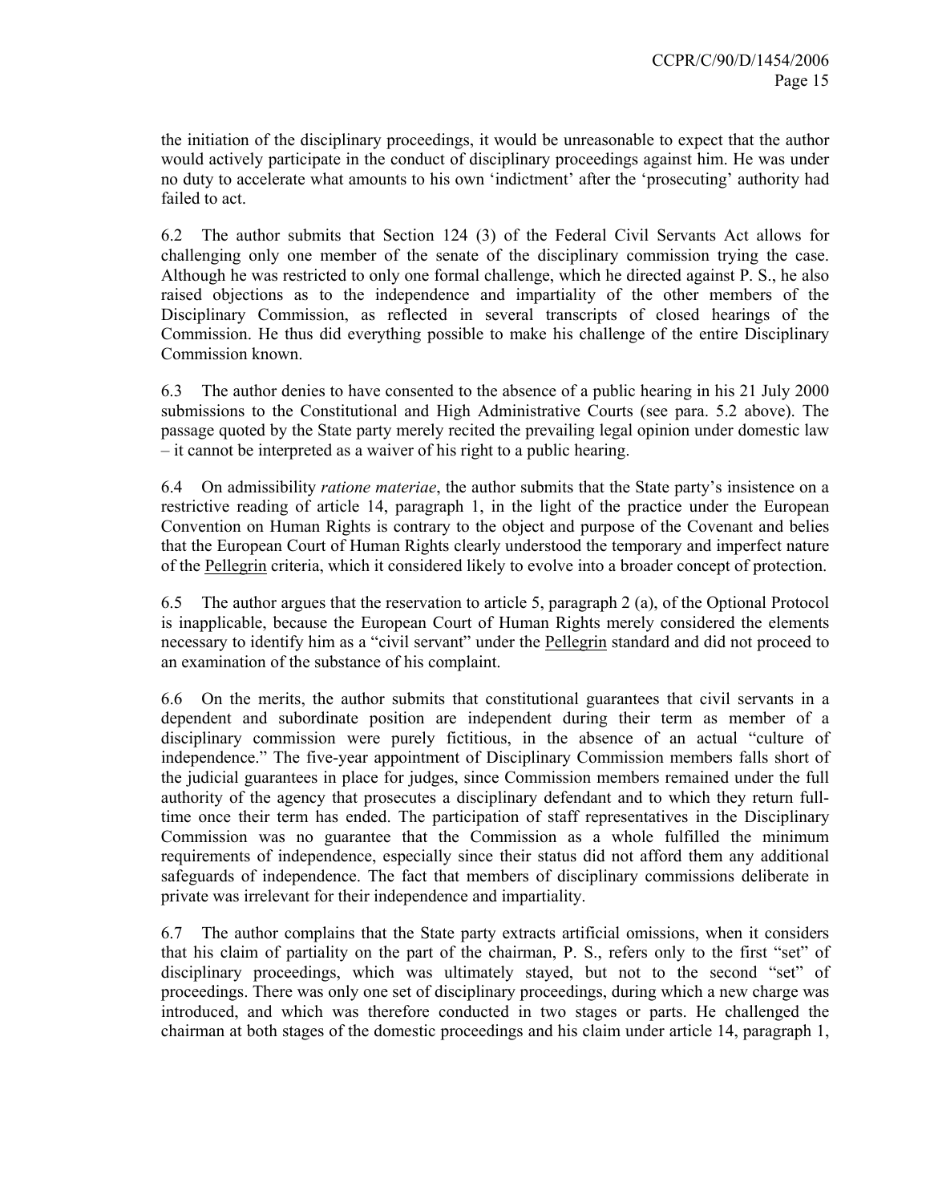the initiation of the disciplinary proceedings, it would be unreasonable to expect that the author would actively participate in the conduct of disciplinary proceedings against him. He was under no duty to accelerate what amounts to his own 'indictment' after the 'prosecuting' authority had failed to act.

6.2 The author submits that Section 124 (3) of the Federal Civil Servants Act allows for challenging only one member of the senate of the disciplinary commission trying the case. Although he was restricted to only one formal challenge, which he directed against P. S., he also raised objections as to the independence and impartiality of the other members of the Disciplinary Commission, as reflected in several transcripts of closed hearings of the Commission. He thus did everything possible to make his challenge of the entire Disciplinary Commission known.

6.3 The author denies to have consented to the absence of a public hearing in his 21 July 2000 submissions to the Constitutional and High Administrative Courts (see para. 5.2 above). The passage quoted by the State party merely recited the prevailing legal opinion under domestic law – it cannot be interpreted as a waiver of his right to a public hearing.

6.4 On admissibility *ratione materiae*, the author submits that the State party's insistence on a restrictive reading of article 14, paragraph 1, in the light of the practice under the European Convention on Human Rights is contrary to the object and purpose of the Covenant and belies that the European Court of Human Rights clearly understood the temporary and imperfect nature of the Pellegrin criteria, which it considered likely to evolve into a broader concept of protection.

6.5 The author argues that the reservation to article 5, paragraph 2 (a), of the Optional Protocol is inapplicable, because the European Court of Human Rights merely considered the elements necessary to identify him as a "civil servant" under the Pellegrin standard and did not proceed to an examination of the substance of his complaint.

6.6 On the merits, the author submits that constitutional guarantees that civil servants in a dependent and subordinate position are independent during their term as member of a disciplinary commission were purely fictitious, in the absence of an actual "culture of independence." The five-year appointment of Disciplinary Commission members falls short of the judicial guarantees in place for judges, since Commission members remained under the full authority of the agency that prosecutes a disciplinary defendant and to which they return full-time once their term has ended. The participation of staff representatives in the Disciplinary Commission was no guarantee that the Commission as a whole fulfilled the minimum requirements of independence, especially since their status did not afford them any additional safeguards of independence. The fact that members of disciplinary commissions deliberate in private was irrelevant for their independence and impartiality.

6.7 The author complains that the State party extracts artificial omissions, when it considers that his claim of partiality on the part of the chairman, P. S., refers only to the first "set" of disciplinary proceedings, which was ultimately stayed, but not to the second "set" of proceedings. There was only one set of disciplinary proceedings, during which a new charge was introduced, and which was therefore conducted in two stages or parts. He challenged the chairman at both stages of the domestic proceedings and his claim under article 14, paragraph 1,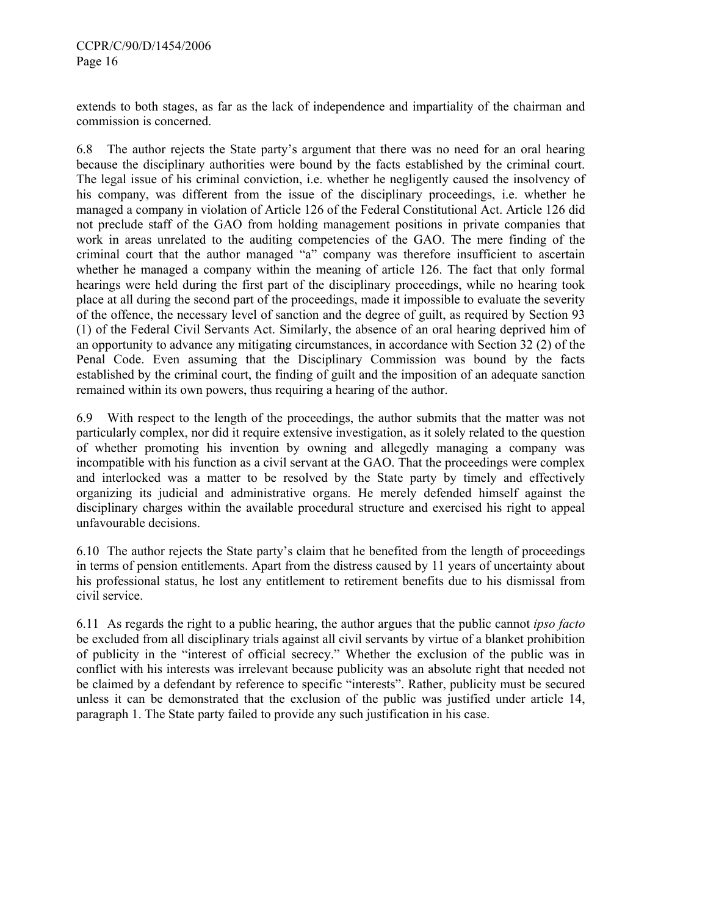extends to both stages, as far as the lack of independence and impartiality of the chairman and commission is concerned.

6.8 The author rejects the State party's argument that there was no need for an oral hearing because the disciplinary authorities were bound by the facts established by the criminal court. The legal issue of his criminal conviction, i.e. whether he negligently caused the insolvency of his company, was different from the issue of the disciplinary proceedings, i.e. whether he managed a company in violation of Article 126 of the Federal Constitutional Act. Article 126 did not preclude staff of the GAO from holding management positions in private companies that work in areas unrelated to the auditing competencies of the GAO. The mere finding of the criminal court that the author managed "a" company was therefore insufficient to ascertain whether he managed a company within the meaning of article 126. The fact that only formal hearings were held during the first part of the disciplinary proceedings, while no hearing took place at all during the second part of the proceedings, made it impossible to evaluate the severity of the offence, the necessary level of sanction and the degree of guilt, as required by Section 93 (1) of the Federal Civil Servants Act. Similarly, the absence of an oral hearing deprived him of an opportunity to advance any mitigating circumstances, in accordance with Section 32 (2) of the Penal Code. Even assuming that the Disciplinary Commission was bound by the facts established by the criminal court, the finding of guilt and the imposition of an adequate sanction remained within its own powers, thus requiring a hearing of the author.

6.9 With respect to the length of the proceedings, the author submits that the matter was not particularly complex, nor did it require extensive investigation, as it solely related to the question of whether promoting his invention by owning and allegedly managing a company was incompatible with his function as a civil servant at the GAO. That the proceedings were complex and interlocked was a matter to be resolved by the State party by timely and effectively organizing its judicial and administrative organs. He merely defended himself against the disciplinary charges within the available procedural structure and exercised his right to appeal unfavourable decisions.

6.10 The author rejects the State party's claim that he benefited from the length of proceedings in terms of pension entitlements. Apart from the distress caused by 11 years of uncertainty about his professional status, he lost any entitlement to retirement benefits due to his dismissal from civil service.

6.11 As regards the right to a public hearing, the author argues that the public cannot *ipso facto* be excluded from all disciplinary trials against all civil servants by virtue of a blanket prohibition of publicity in the "interest of official secrecy." Whether the exclusion of the public was in conflict with his interests was irrelevant because publicity was an absolute right that needed not be claimed by a defendant by reference to specific "interests". Rather, publicity must be secured unless it can be demonstrated that the exclusion of the public was justified under article 14, paragraph 1. The State party failed to provide any such justification in his case.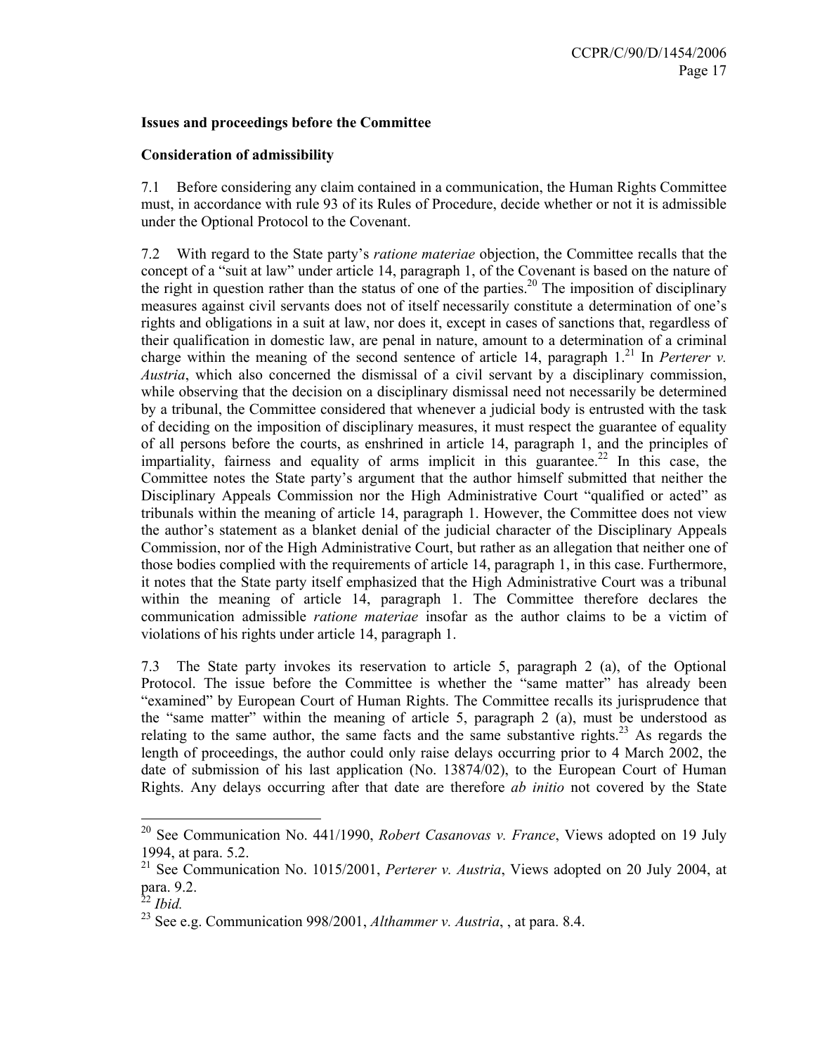**Issues and proceedings before the Committee**

**Consideration of admissibility**

7.1 Before considering any claim contained in a communication, the Human Rights Committee must, in accordance with rule 93 of its Rules of Procedure, decide whether or not it is admissible under the Optional Protocol to the Covenant.

7.2 With regard to the State party's *ratione materiae* objection, the Committee recalls that the concept of a "suit at law" under article 14, paragraph 1, of the Covenant is based on the nature of the right in question rather than the status of one of the parties.[20] The imposition of disciplinary measures against civil servants does not of itself necessarily constitute a determination of one's rights and obligations in a suit at law, nor does it, except in cases of sanctions that, regardless of their qualification in domestic law, are penal in nature, amount to a determination of a criminal charge within the meaning of the second sentence of article 14, paragraph 1.[21] In *Perterer v. Austria*, which also concerned the dismissal of a civil servant by a disciplinary commission, while observing that the decision on a disciplinary dismissal need not necessarily be determined by a tribunal, the Committee considered that whenever a judicial body is entrusted with the task of deciding on the imposition of disciplinary measures, it must respect the guarantee of equality of all persons before the courts, as enshrined in article 14, paragraph 1, and the principles of impartiality, fairness and equality of arms implicit in this guarantee.[22] In this case, the Committee notes the State party's argument that the author himself submitted that neither the Disciplinary Appeals Commission nor the High Administrative Court "qualified or acted" as tribunals within the meaning of article 14, paragraph 1. However, the Committee does not view the author's statement as a blanket denial of the judicial character of the Disciplinary Appeals Commission, nor of the High Administrative Court, but rather as an allegation that neither one of those bodies complied with the requirements of article 14, paragraph 1, in this case. Furthermore, it notes that the State party itself emphasized that the High Administrative Court was a tribunal within the meaning of article 14, paragraph 1. The Committee therefore declares the communication admissible *ratione materiae* insofar as the author claims to be a victim of violations of his rights under article 14, paragraph 1.

7.3 The State party invokes its reservation to article 5, paragraph 2 (a), of the Optional Protocol. The issue before the Committee is whether the "same matter" has already been "examined" by European Court of Human Rights. The Committee recalls its jurisprudence that the "same matter" within the meaning of article 5, paragraph 2 (a), must be understood as relating to the same author, the same facts and the same substantive rights.[23] As regards the length of proceedings, the author could only raise delays occurring prior to 4 March 2002, the date of submission of his last application (No. 13874/02), to the European Court of Human Rights. Any delays occurring after that date are therefore *ab initio* not covered by the State

---

[20] See Communication No. 441/1990, *Robert Casanovas v. France*, Views adopted on 19 July 1994, at para. 5.2.

[21] See Communication No. 1015/2001, *Perterer v. Austria*, Views adopted on 20 July 2004, at para. 9.2.

[22] *Ibid.*

[23] See e.g. Communication 998/2001, *Althammer v. Austria*, , at para. 8.4.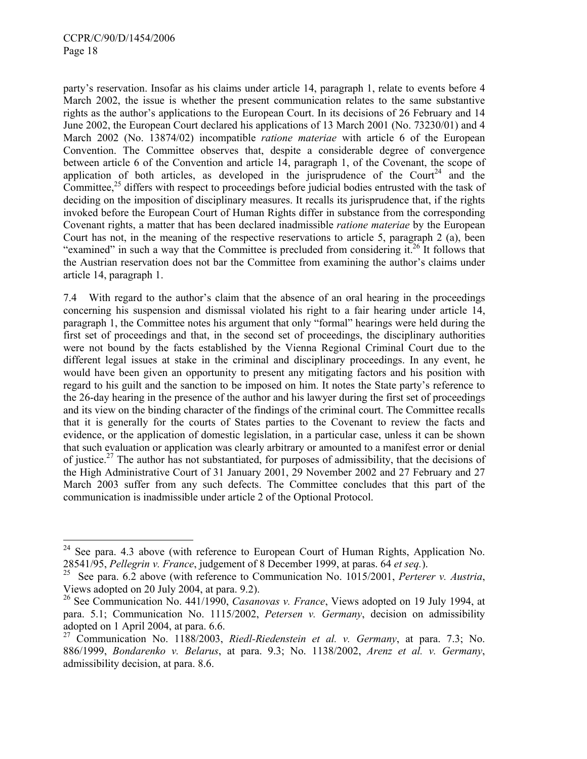party's reservation. Insofar as his claims under article 14, paragraph 1, relate to events before 4 March 2002, the issue is whether the present communication relates to the same substantive rights as the author's applications to the European Court. In its decisions of 26 February and 14 June 2002, the European Court declared his applications of 13 March 2001 (No. 73230/01) and 4 March 2002 (No. 13874/02) incompatible *ratione materiae* with article 6 of the European Convention. The Committee observes that, despite a considerable degree of convergence between article 6 of the Convention and article 14, paragraph 1, of the Covenant, the scope of application of both articles, as developed in the jurisprudence of the Court[24] and the Committee,[25] differs with respect to proceedings before judicial bodies entrusted with the task of deciding on the imposition of disciplinary measures. It recalls its jurisprudence that, if the rights invoked before the European Court of Human Rights differ in substance from the corresponding Covenant rights, a matter that has been declared inadmissible *ratione materiae* by the European Court has not, in the meaning of the respective reservations to article 5, paragraph 2 (a), been "examined" in such a way that the Committee is precluded from considering it.[26] It follows that the Austrian reservation does not bar the Committee from examining the author's claims under article 14, paragraph 1.

7.4 With regard to the author's claim that the absence of an oral hearing in the proceedings concerning his suspension and dismissal violated his right to a fair hearing under article 14, paragraph 1, the Committee notes his argument that only "formal" hearings were held during the first set of proceedings and that, in the second set of proceedings, the disciplinary authorities were not bound by the facts established by the Vienna Regional Criminal Court due to the different legal issues at stake in the criminal and disciplinary proceedings. In any event, he would have been given an opportunity to present any mitigating factors and his position with regard to his guilt and the sanction to be imposed on him. It notes the State party's reference to the 26-day hearing in the presence of the author and his lawyer during the first set of proceedings and its view on the binding character of the findings of the criminal court. The Committee recalls that it is generally for the courts of States parties to the Covenant to review the facts and evidence, or the application of domestic legislation, in a particular case, unless it can be shown that such evaluation or application was clearly arbitrary or amounted to a manifest error or denial of justice.[27] The author has not substantiated, for purposes of admissibility, that the decisions of the High Administrative Court of 31 January 2001, 29 November 2002 and 27 February and 27 March 2003 suffer from any such defects. The Committee concludes that this part of the communication is inadmissible under article 2 of the Optional Protocol.

---

[24] See para. 4.3 above (with reference to European Court of Human Rights, Application No. 28541/95, *Pellegrin v. France*, judgement of 8 December 1999, at paras. 64 *et seq.*).

[25] See para. 6.2 above (with reference to Communication No. 1015/2001, *Perterer v. Austria*, Views adopted on 20 July 2004, at para. 9.2).

[26] See Communication No. 441/1990, *Casanovas v. France*, Views adopted on 19 July 1994, at para. 5.1; Communication No. 1115/2002, *Petersen v. Germany*, decision on admissibility adopted on 1 April 2004, at para. 6.6.

[27] Communication No. 1188/2003, *Riedl-Riedenstein et al. v. Germany*, at para. 7.3; No. 886/1999, *Bondarenko v. Belarus*, at para. 9.3; No. 1138/2002, *Arenz et al. v. Germany*, admissibility decision, at para. 8.6.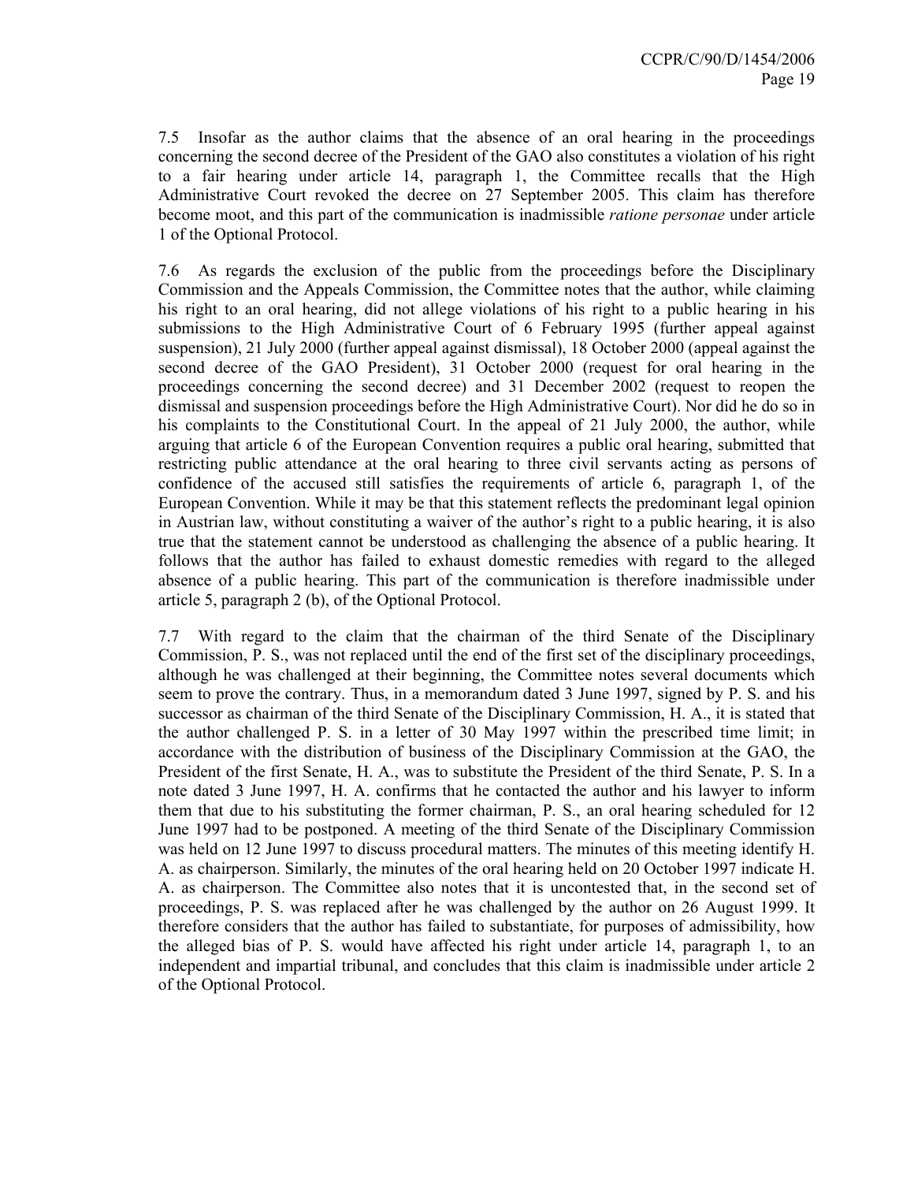7.5 Insofar as the author claims that the absence of an oral hearing in the proceedings concerning the second decree of the President of the GAO also constitutes a violation of his right to a fair hearing under article 14, paragraph 1, the Committee recalls that the High Administrative Court revoked the decree on 27 September 2005. This claim has therefore become moot, and this part of the communication is inadmissible *ratione personae* under article 1 of the Optional Protocol.

7.6 As regards the exclusion of the public from the proceedings before the Disciplinary Commission and the Appeals Commission, the Committee notes that the author, while claiming his right to an oral hearing, did not allege violations of his right to a public hearing in his submissions to the High Administrative Court of 6 February 1995 (further appeal against suspension), 21 July 2000 (further appeal against dismissal), 18 October 2000 (appeal against the second decree of the GAO President), 31 October 2000 (request for oral hearing in the proceedings concerning the second decree) and 31 December 2002 (request to reopen the dismissal and suspension proceedings before the High Administrative Court). Nor did he do so in his complaints to the Constitutional Court. In the appeal of 21 July 2000, the author, while arguing that article 6 of the European Convention requires a public oral hearing, submitted that restricting public attendance at the oral hearing to three civil servants acting as persons of confidence of the accused still satisfies the requirements of article 6, paragraph 1, of the European Convention. While it may be that this statement reflects the predominant legal opinion in Austrian law, without constituting a waiver of the author's right to a public hearing, it is also true that the statement cannot be understood as challenging the absence of a public hearing. It follows that the author has failed to exhaust domestic remedies with regard to the alleged absence of a public hearing. This part of the communication is therefore inadmissible under article 5, paragraph 2 (b), of the Optional Protocol.

7.7 With regard to the claim that the chairman of the third Senate of the Disciplinary Commission, P. S., was not replaced until the end of the first set of the disciplinary proceedings, although he was challenged at their beginning, the Committee notes several documents which seem to prove the contrary. Thus, in a memorandum dated 3 June 1997, signed by P. S. and his successor as chairman of the third Senate of the Disciplinary Commission, H. A., it is stated that the author challenged P. S. in a letter of 30 May 1997 within the prescribed time limit; in accordance with the distribution of business of the Disciplinary Commission at the GAO, the President of the first Senate, H. A., was to substitute the President of the third Senate, P. S. In a note dated 3 June 1997, H. A. confirms that he contacted the author and his lawyer to inform them that due to his substituting the former chairman, P. S., an oral hearing scheduled for 12 June 1997 had to be postponed. A meeting of the third Senate of the Disciplinary Commission was held on 12 June 1997 to discuss procedural matters. The minutes of this meeting identify H. A. as chairperson. Similarly, the minutes of the oral hearing held on 20 October 1997 indicate H. A. as chairperson. The Committee also notes that it is uncontested that, in the second set of proceedings, P. S. was replaced after he was challenged by the author on 26 August 1999. It therefore considers that the author has failed to substantiate, for purposes of admissibility, how the alleged bias of P. S. would have affected his right under article 14, paragraph 1, to an independent and impartial tribunal, and concludes that this claim is inadmissible under article 2 of the Optional Protocol.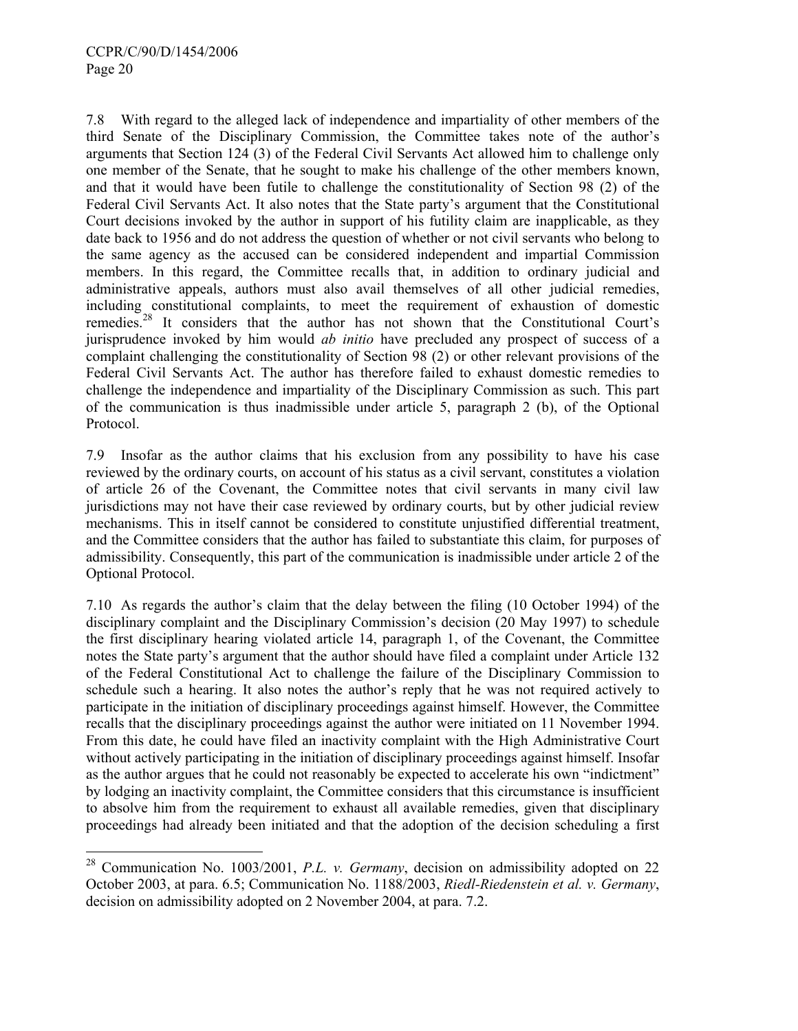7.8 With regard to the alleged lack of independence and impartiality of other members of the third Senate of the Disciplinary Commission, the Committee takes note of the author's arguments that Section 124 (3) of the Federal Civil Servants Act allowed him to challenge only one member of the Senate, that he sought to make his challenge of the other members known, and that it would have been futile to challenge the constitutionality of Section 98 (2) of the Federal Civil Servants Act. It also notes that the State party's argument that the Constitutional Court decisions invoked by the author in support of his futility claim are inapplicable, as they date back to 1956 and do not address the question of whether or not civil servants who belong to the same agency as the accused can be considered independent and impartial Commission members. In this regard, the Committee recalls that, in addition to ordinary judicial and administrative appeals, authors must also avail themselves of all other judicial remedies, including constitutional complaints, to meet the requirement of exhaustion of domestic remedies.[28] It considers that the author has not shown that the Constitutional Court's jurisprudence invoked by him would *ab initio* have precluded any prospect of success of a complaint challenging the constitutionality of Section 98 (2) or other relevant provisions of the Federal Civil Servants Act. The author has therefore failed to exhaust domestic remedies to challenge the independence and impartiality of the Disciplinary Commission as such. This part of the communication is thus inadmissible under article 5, paragraph 2 (b), of the Optional Protocol.

7.9 Insofar as the author claims that his exclusion from any possibility to have his case reviewed by the ordinary courts, on account of his status as a civil servant, constitutes a violation of article 26 of the Covenant, the Committee notes that civil servants in many civil law jurisdictions may not have their case reviewed by ordinary courts, but by other judicial review mechanisms. This in itself cannot be considered to constitute unjustified differential treatment, and the Committee considers that the author has failed to substantiate this claim, for purposes of admissibility. Consequently, this part of the communication is inadmissible under article 2 of the Optional Protocol.

7.10 As regards the author's claim that the delay between the filing (10 October 1994) of the disciplinary complaint and the Disciplinary Commission's decision (20 May 1997) to schedule the first disciplinary hearing violated article 14, paragraph 1, of the Covenant, the Committee notes the State party's argument that the author should have filed a complaint under Article 132 of the Federal Constitutional Act to challenge the failure of the Disciplinary Commission to schedule such a hearing. It also notes the author's reply that he was not required actively to participate in the initiation of disciplinary proceedings against himself. However, the Committee recalls that the disciplinary proceedings against the author were initiated on 11 November 1994. From this date, he could have filed an inactivity complaint with the High Administrative Court without actively participating in the initiation of disciplinary proceedings against himself. Insofar as the author argues that he could not reasonably be expected to accelerate his own "indictment" by lodging an inactivity complaint, the Committee considers that this circumstance is insufficient to absolve him from the requirement to exhaust all available remedies, given that disciplinary proceedings had already been initiated and that the adoption of the decision scheduling a first

---

[28] Communication No. 1003/2001, *P.L. v. Germany*, decision on admissibility adopted on 22 October 2003, at para. 6.5; Communication No. 1188/2003, *Riedl-Riedenstein et al. v. Germany*, decision on admissibility adopted on 2 November 2004, at para. 7.2.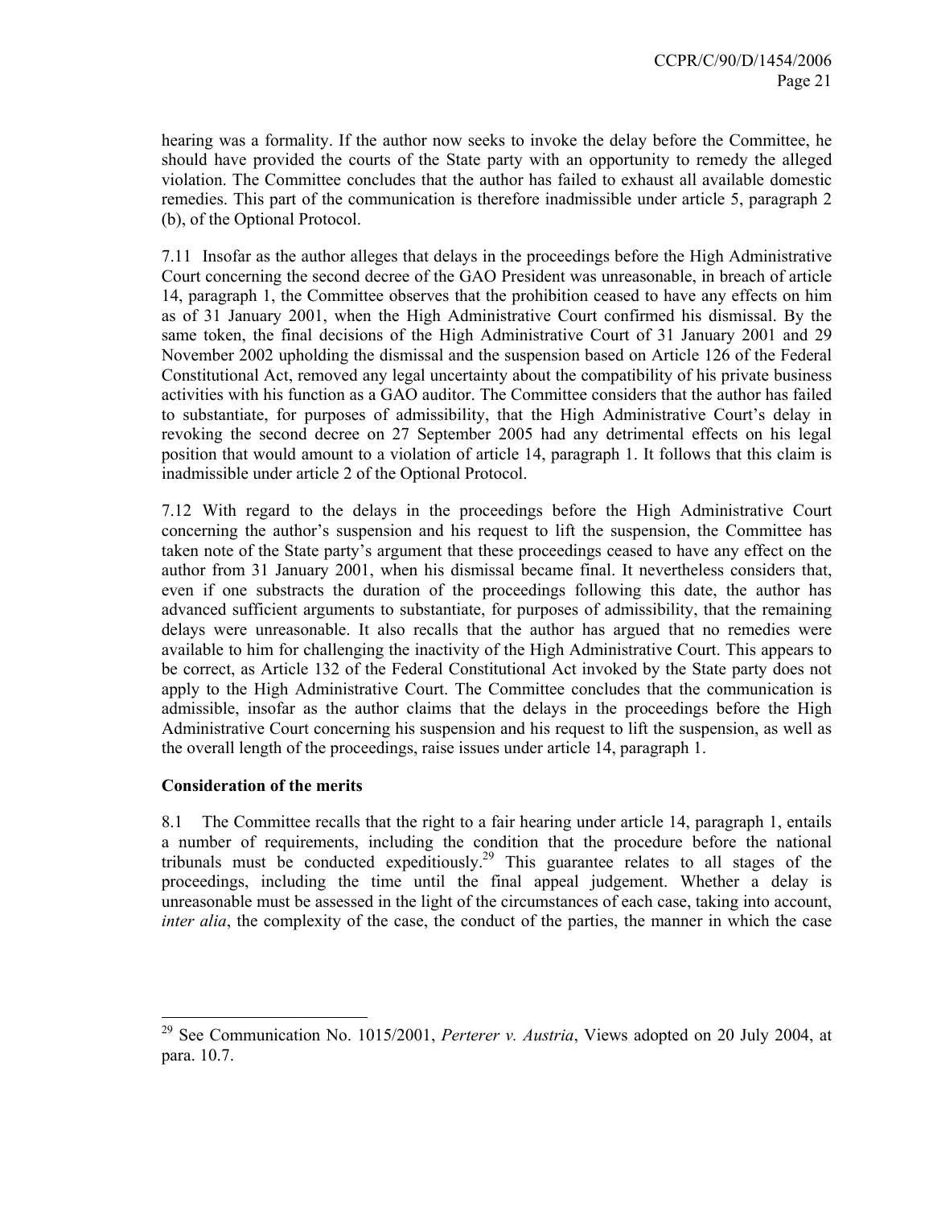hearing was a formality. If the author now seeks to invoke the delay before the Committee, he should have provided the courts of the State party with an opportunity to remedy the alleged violation. The Committee concludes that the author has failed to exhaust all available domestic remedies. This part of the communication is therefore inadmissible under article 5, paragraph 2 (b), of the Optional Protocol.

7.11 Insofar as the author alleges that delays in the proceedings before the High Administrative Court concerning the second decree of the GAO President was unreasonable, in breach of article 14, paragraph 1, the Committee observes that the prohibition ceased to have any effects on him as of 31 January 2001, when the High Administrative Court confirmed his dismissal. By the same token, the final decisions of the High Administrative Court of 31 January 2001 and 29 November 2002 upholding the dismissal and the suspension based on Article 126 of the Federal Constitutional Act, removed any legal uncertainty about the compatibility of his private business activities with his function as a GAO auditor. The Committee considers that the author has failed to substantiate, for purposes of admissibility, that the High Administrative Court's delay in revoking the second decree on 27 September 2005 had any detrimental effects on his legal position that would amount to a violation of article 14, paragraph 1. It follows that this claim is inadmissible under article 2 of the Optional Protocol.

7.12 With regard to the delays in the proceedings before the High Administrative Court concerning the author's suspension and his request to lift the suspension, the Committee has taken note of the State party's argument that these proceedings ceased to have any effect on the author from 31 January 2001, when his dismissal became final. It nevertheless considers that, even if one substracts the duration of the proceedings following this date, the author has advanced sufficient arguments to substantiate, for purposes of admissibility, that the remaining delays were unreasonable. It also recalls that the author has argued that no remedies were available to him for challenging the inactivity of the High Administrative Court. This appears to be correct, as Article 132 of the Federal Constitutional Act invoked by the State party does not apply to the High Administrative Court. The Committee concludes that the communication is admissible, insofar as the author claims that the delays in the proceedings before the High Administrative Court concerning his suspension and his request to lift the suspension, as well as the overall length of the proceedings, raise issues under article 14, paragraph 1.

**Consideration of the merits**

8.1 The Committee recalls that the right to a fair hearing under article 14, paragraph 1, entails a number of requirements, including the condition that the procedure before the national tribunals must be conducted expeditiously.[29] This guarantee relates to all stages of the proceedings, including the time until the final appeal judgement. Whether a delay is unreasonable must be assessed in the light of the circumstances of each case, taking into account, *inter alia*, the complexity of the case, the conduct of the parties, the manner in which the case

---

[29] See Communication No. 1015/2001, *Perterer v. Austria*, Views adopted on 20 July 2004, at para. 10.7.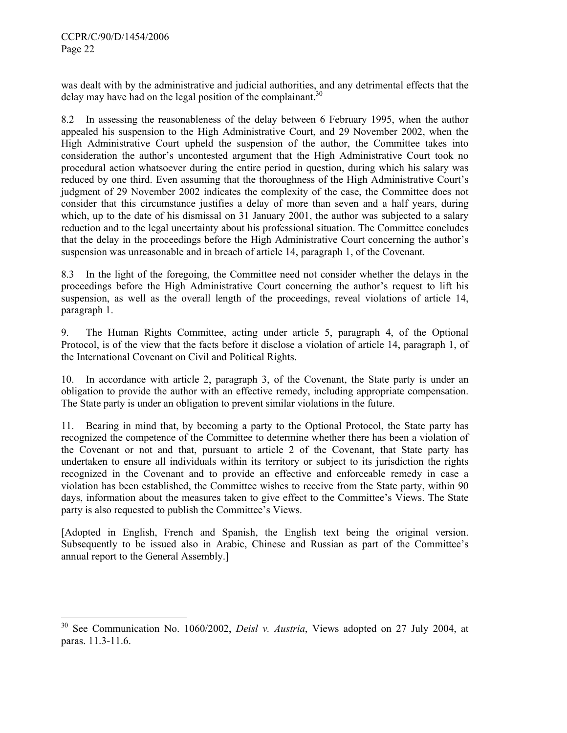was dealt with by the administrative and judicial authorities, and any detrimental effects that the delay may have had on the legal position of the complainant.[30]

8.2 In assessing the reasonableness of the delay between 6 February 1995, when the author appealed his suspension to the High Administrative Court, and 29 November 2002, when the High Administrative Court upheld the suspension of the author, the Committee takes into consideration the author's uncontested argument that the High Administrative Court took no procedural action whatsoever during the entire period in question, during which his salary was reduced by one third. Even assuming that the thoroughness of the High Administrative Court's judgment of 29 November 2002 indicates the complexity of the case, the Committee does not consider that this circumstance justifies a delay of more than seven and a half years, during which, up to the date of his dismissal on 31 January 2001, the author was subjected to a salary reduction and to the legal uncertainty about his professional situation. The Committee concludes that the delay in the proceedings before the High Administrative Court concerning the author's suspension was unreasonable and in breach of article 14, paragraph 1, of the Covenant.

8.3 In the light of the foregoing, the Committee need not consider whether the delays in the proceedings before the High Administrative Court concerning the author's request to lift his suspension, as well as the overall length of the proceedings, reveal violations of article 14, paragraph 1.

9. The Human Rights Committee, acting under article 5, paragraph 4, of the Optional Protocol, is of the view that the facts before it disclose a violation of article 14, paragraph 1, of the International Covenant on Civil and Political Rights.

10. In accordance with article 2, paragraph 3, of the Covenant, the State party is under an obligation to provide the author with an effective remedy, including appropriate compensation. The State party is under an obligation to prevent similar violations in the future.

11. Bearing in mind that, by becoming a party to the Optional Protocol, the State party has recognized the competence of the Committee to determine whether there has been a violation of the Covenant or not and that, pursuant to article 2 of the Covenant, that State party has undertaken to ensure all individuals within its territory or subject to its jurisdiction the rights recognized in the Covenant and to provide an effective and enforceable remedy in case a violation has been established, the Committee wishes to receive from the State party, within 90 days, information about the measures taken to give effect to the Committee's Views. The State party is also requested to publish the Committee's Views.

[Adopted in English, French and Spanish, the English text being the original version. Subsequently to be issued also in Arabic, Chinese and Russian as part of the Committee's annual report to the General Assembly.]

---

[30] See Communication No. 1060/2002, *Deisl v. Austria*, Views adopted on 27 July 2004, at paras. 11.3-11.6.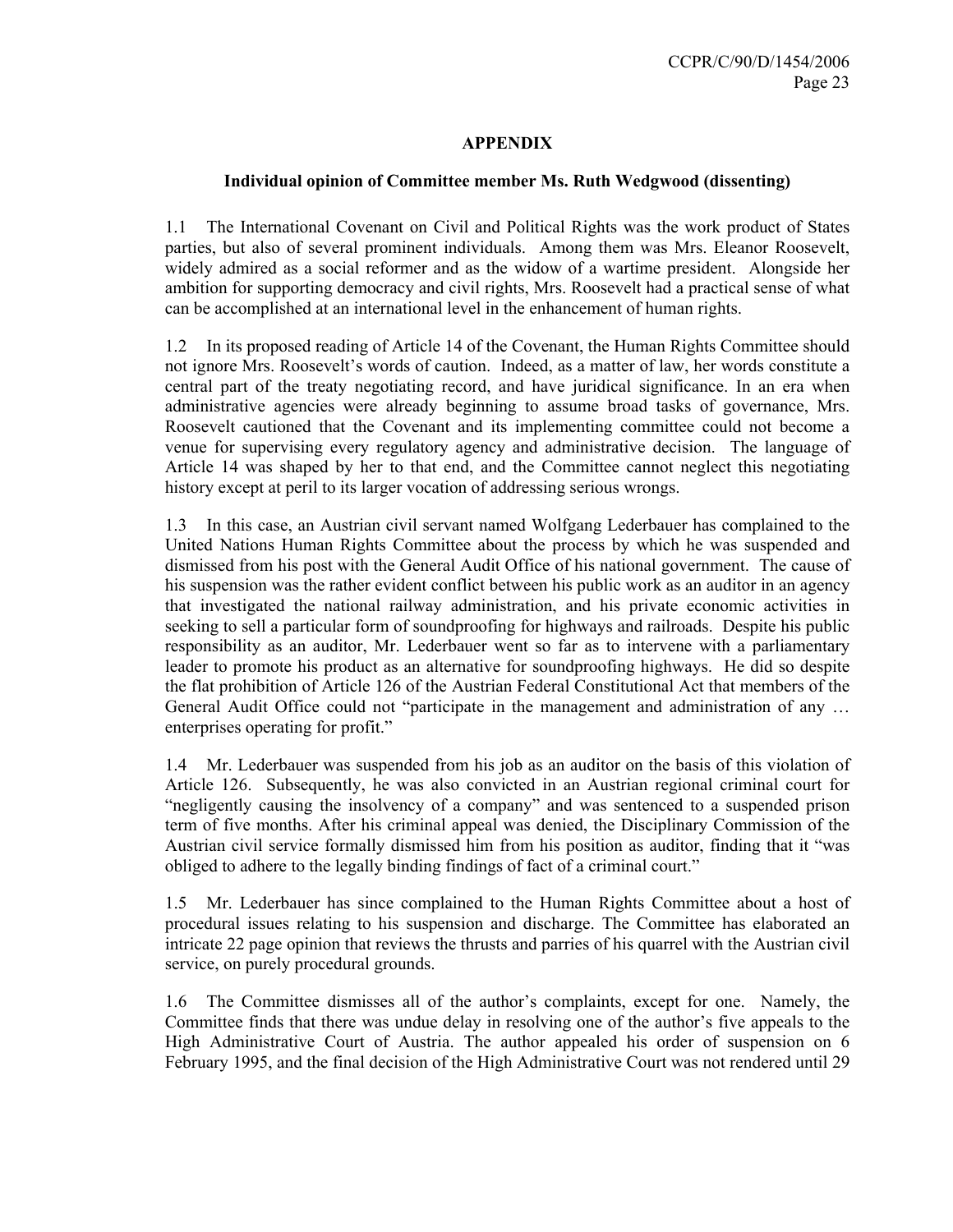## APPENDIX

### Individual opinion of Committee member Ms. Ruth Wedgwood (dissenting)

1.1 The International Covenant on Civil and Political Rights was the work product of States parties, but also of several prominent individuals. Among them was Mrs. Eleanor Roosevelt, widely admired as a social reformer and as the widow of a wartime president. Alongside her ambition for supporting democracy and civil rights, Mrs. Roosevelt had a practical sense of what can be accomplished at an international level in the enhancement of human rights.

1.2 In its proposed reading of Article 14 of the Covenant, the Human Rights Committee should not ignore Mrs. Roosevelt's words of caution. Indeed, as a matter of law, her words constitute a central part of the treaty negotiating record, and have juridical significance. In an era when administrative agencies were already beginning to assume broad tasks of governance, Mrs. Roosevelt cautioned that the Covenant and its implementing committee could not become a venue for supervising every regulatory agency and administrative decision. The language of Article 14 was shaped by her to that end, and the Committee cannot neglect this negotiating history except at peril to its larger vocation of addressing serious wrongs.

1.3 In this case, an Austrian civil servant named Wolfgang Lederbauer has complained to the United Nations Human Rights Committee about the process by which he was suspended and dismissed from his post with the General Audit Office of his national government. The cause of his suspension was the rather evident conflict between his public work as an auditor in an agency that investigated the national railway administration, and his private economic activities in seeking to sell a particular form of soundproofing for highways and railroads. Despite his public responsibility as an auditor, Mr. Lederbauer went so far as to intervene with a parliamentary leader to promote his product as an alternative for soundproofing highways. He did so despite the flat prohibition of Article 126 of the Austrian Federal Constitutional Act that members of the General Audit Office could not "participate in the management and administration of any … enterprises operating for profit."

1.4 Mr. Lederbauer was suspended from his job as an auditor on the basis of this violation of Article 126. Subsequently, he was also convicted in an Austrian regional criminal court for "negligently causing the insolvency of a company" and was sentenced to a suspended prison term of five months. After his criminal appeal was denied, the Disciplinary Commission of the Austrian civil service formally dismissed him from his position as auditor, finding that it "was obliged to adhere to the legally binding findings of fact of a criminal court."

1.5 Mr. Lederbauer has since complained to the Human Rights Committee about a host of procedural issues relating to his suspension and discharge. The Committee has elaborated an intricate 22 page opinion that reviews the thrusts and parries of his quarrel with the Austrian civil service, on purely procedural grounds.

1.6 The Committee dismisses all of the author's complaints, except for one. Namely, the Committee finds that there was undue delay in resolving one of the author's five appeals to the High Administrative Court of Austria. The author appealed his order of suspension on 6 February 1995, and the final decision of the High Administrative Court was not rendered until 29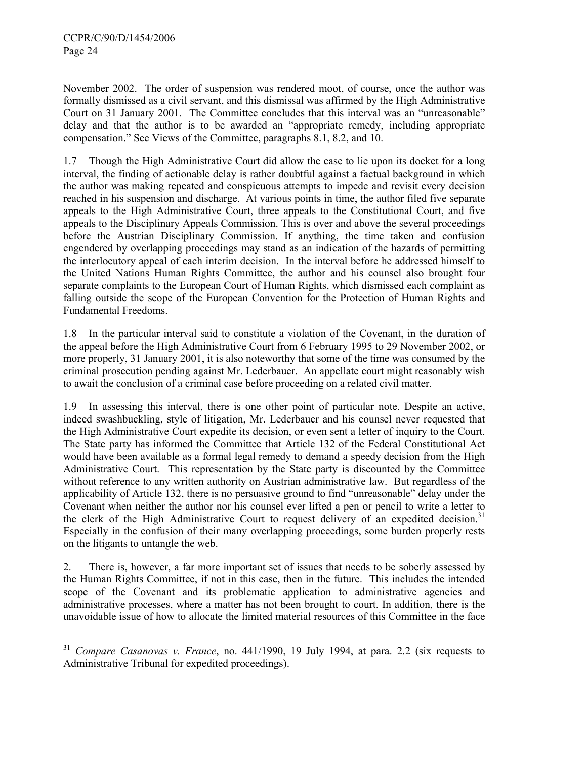November 2002. The order of suspension was rendered moot, of course, once the author was formally dismissed as a civil servant, and this dismissal was affirmed by the High Administrative Court on 31 January 2001. The Committee concludes that this interval was an "unreasonable" delay and that the author is to be awarded an "appropriate remedy, including appropriate compensation." See Views of the Committee, paragraphs 8.1, 8.2, and 10.

1.7 Though the High Administrative Court did allow the case to lie upon its docket for a long interval, the finding of actionable delay is rather doubtful against a factual background in which the author was making repeated and conspicuous attempts to impede and revisit every decision reached in his suspension and discharge. At various points in time, the author filed five separate appeals to the High Administrative Court, three appeals to the Constitutional Court, and five appeals to the Disciplinary Appeals Commission. This is over and above the several proceedings before the Austrian Disciplinary Commission. If anything, the time taken and confusion engendered by overlapping proceedings may stand as an indication of the hazards of permitting the interlocutory appeal of each interim decision. In the interval before he addressed himself to the United Nations Human Rights Committee, the author and his counsel also brought four separate complaints to the European Court of Human Rights, which dismissed each complaint as falling outside the scope of the European Convention for the Protection of Human Rights and Fundamental Freedoms.

1.8 In the particular interval said to constitute a violation of the Covenant, in the duration of the appeal before the High Administrative Court from 6 February 1995 to 29 November 2002, or more properly, 31 January 2001, it is also noteworthy that some of the time was consumed by the criminal prosecution pending against Mr. Lederbauer. An appellate court might reasonably wish to await the conclusion of a criminal case before proceeding on a related civil matter.

1.9 In assessing this interval, there is one other point of particular note. Despite an active, indeed swashbuckling, style of litigation, Mr. Lederbauer and his counsel never requested that the High Administrative Court expedite its decision, or even sent a letter of inquiry to the Court. The State party has informed the Committee that Article 132 of the Federal Constitutional Act would have been available as a formal legal remedy to demand a speedy decision from the High Administrative Court. This representation by the State party is discounted by the Committee without reference to any written authority on Austrian administrative law. But regardless of the applicability of Article 132, there is no persuasive ground to find "unreasonable" delay under the Covenant when neither the author nor his counsel ever lifted a pen or pencil to write a letter to the clerk of the High Administrative Court to request delivery of an expedited decision.[31] Especially in the confusion of their many overlapping proceedings, some burden properly rests on the litigants to untangle the web.

2. There is, however, a far more important set of issues that needs to be soberly assessed by the Human Rights Committee, if not in this case, then in the future. This includes the intended scope of the Covenant and its problematic application to administrative agencies and administrative processes, where a matter has not been brought to court. In addition, there is the unavoidable issue of how to allocate the limited material resources of this Committee in the face

---

[31] *Compare Casanovas v. France*, no. 441/1990, 19 July 1994, at para. 2.2 (six requests to Administrative Tribunal for expedited proceedings).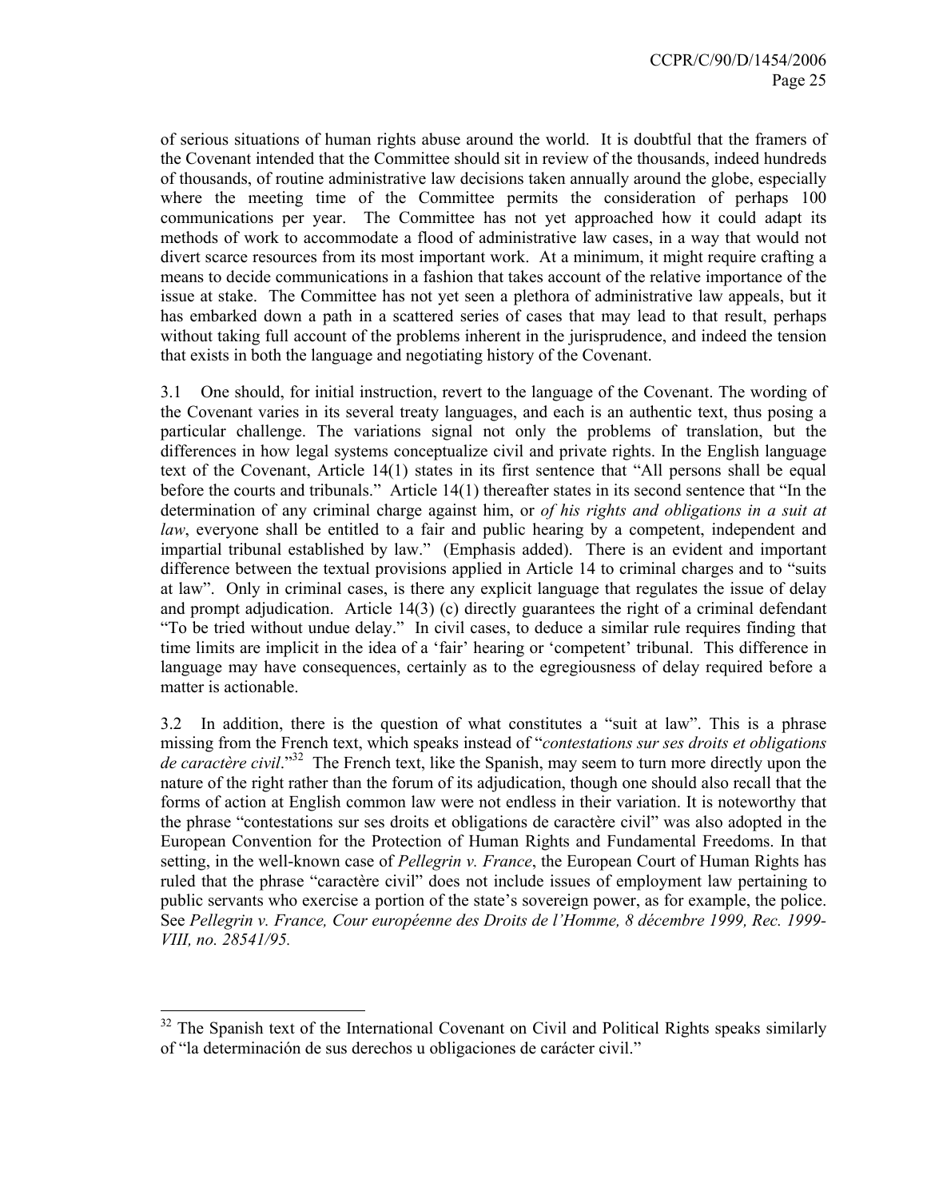of serious situations of human rights abuse around the world. It is doubtful that the framers of the Covenant intended that the Committee should sit in review of the thousands, indeed hundreds of thousands, of routine administrative law decisions taken annually around the globe, especially where the meeting time of the Committee permits the consideration of perhaps 100 communications per year. The Committee has not yet approached how it could adapt its methods of work to accommodate a flood of administrative law cases, in a way that would not divert scarce resources from its most important work. At a minimum, it might require crafting a means to decide communications in a fashion that takes account of the relative importance of the issue at stake. The Committee has not yet seen a plethora of administrative law appeals, but it has embarked down a path in a scattered series of cases that may lead to that result, perhaps without taking full account of the problems inherent in the jurisprudence, and indeed the tension that exists in both the language and negotiating history of the Covenant.

3.1 One should, for initial instruction, revert to the language of the Covenant. The wording of the Covenant varies in its several treaty languages, and each is an authentic text, thus posing a particular challenge. The variations signal not only the problems of translation, but the differences in how legal systems conceptualize civil and private rights. In the English language text of the Covenant, Article 14(1) states in its first sentence that "All persons shall be equal before the courts and tribunals." Article 14(1) thereafter states in its second sentence that "In the determination of any criminal charge against him, or *of his rights and obligations in a suit at law*, everyone shall be entitled to a fair and public hearing by a competent, independent and impartial tribunal established by law." (Emphasis added). There is an evident and important difference between the textual provisions applied in Article 14 to criminal charges and to "suits at law". Only in criminal cases, is there any explicit language that regulates the issue of delay and prompt adjudication. Article 14(3) (c) directly guarantees the right of a criminal defendant "To be tried without undue delay." In civil cases, to deduce a similar rule requires finding that time limits are implicit in the idea of a 'fair' hearing or 'competent' tribunal. This difference in language may have consequences, certainly as to the egregiousness of delay required before a matter is actionable.

3.2 In addition, there is the question of what constitutes a "suit at law". This is a phrase missing from the French text, which speaks instead of "*contestations sur ses droits et obligations de caractère civil*."[32] The French text, like the Spanish, may seem to turn more directly upon the nature of the right rather than the forum of its adjudication, though one should also recall that the forms of action at English common law were not endless in their variation. It is noteworthy that the phrase "contestations sur ses droits et obligations de caractère civil" was also adopted in the European Convention for the Protection of Human Rights and Fundamental Freedoms. In that setting, in the well-known case of *Pellegrin v. France*, the European Court of Human Rights has ruled that the phrase "caractère civil" does not include issues of employment law pertaining to public servants who exercise a portion of the state's sovereign power, as for example, the police. See *Pellegrin v. France, Cour européenne des Droits de l'Homme, 8 décembre 1999, Rec. 1999-VIII, no. 28541/95.*

---

[32] The Spanish text of the International Covenant on Civil and Political Rights speaks similarly of "la determinación de sus derechos u obligaciones de carácter civil."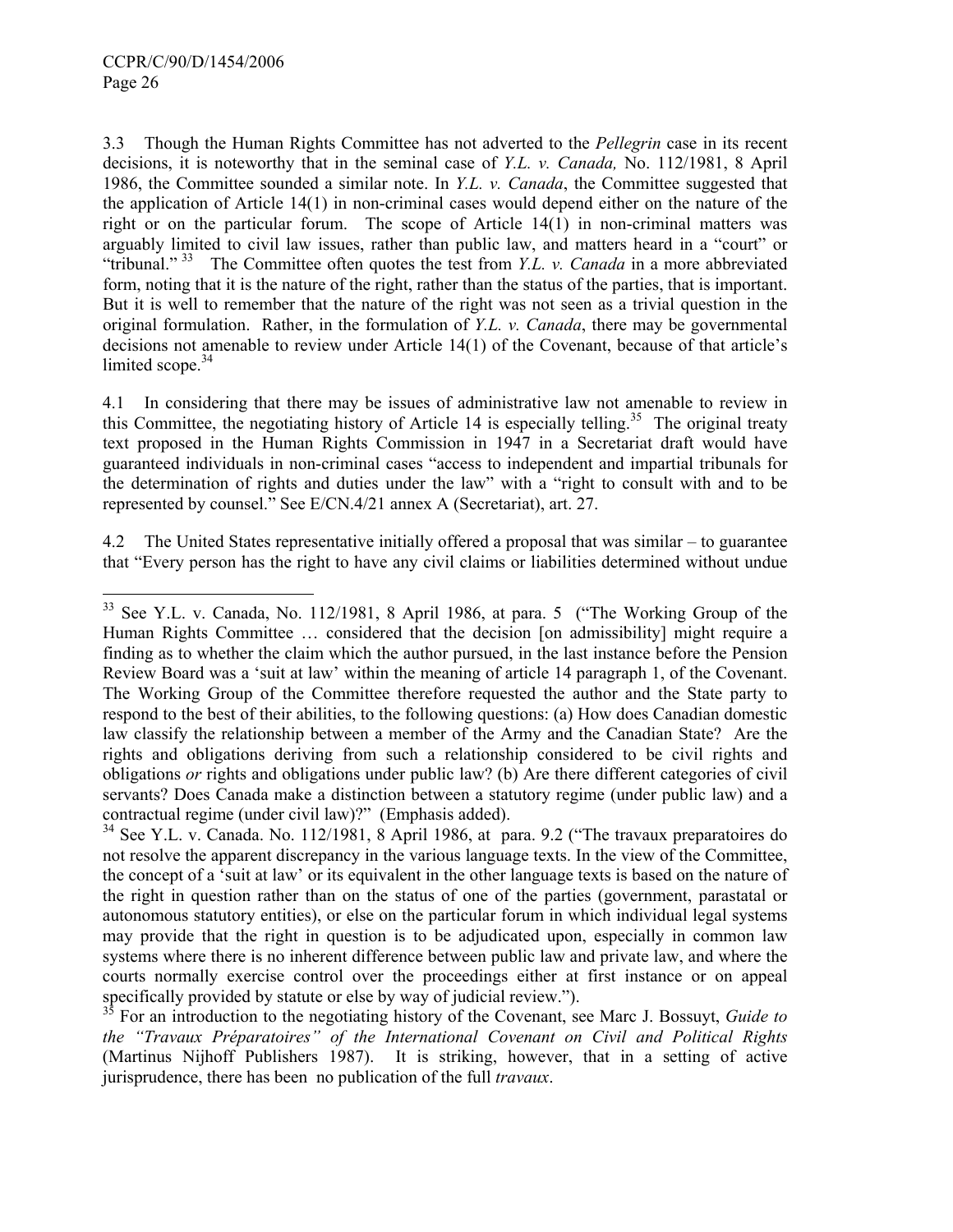3.3 Though the Human Rights Committee has not adverted to the *Pellegrin* case in its recent decisions, it is noteworthy that in the seminal case of *Y.L. v. Canada,* No. 112/1981, 8 April 1986, the Committee sounded a similar note. In *Y.L. v. Canada*, the Committee suggested that the application of Article 14(1) in non-criminal cases would depend either on the nature of the right or on the particular forum. The scope of Article 14(1) in non-criminal matters was arguably limited to civil law issues, rather than public law, and matters heard in a "court" or "tribunal."[33] The Committee often quotes the test from *Y.L. v. Canada* in a more abbreviated form, noting that it is the nature of the right, rather than the status of the parties, that is important. But it is well to remember that the nature of the right was not seen as a trivial question in the original formulation. Rather, in the formulation of *Y.L. v. Canada*, there may be governmental decisions not amenable to review under Article 14(1) of the Covenant, because of that article's limited scope.[34]

4.1 In considering that there may be issues of administrative law not amenable to review in this Committee, the negotiating history of Article 14 is especially telling.[35] The original treaty text proposed in the Human Rights Commission in 1947 in a Secretariat draft would have guaranteed individuals in non-criminal cases "access to independent and impartial tribunals for the determination of rights and duties under the law" with a "right to consult with and to be represented by counsel." See E/CN.4/21 annex A (Secretariat), art. 27.

4.2 The United States representative initially offered a proposal that was similar – to guarantee that "Every person has the right to have any civil claims or liabilities determined without undue

---

[33] See Y.L. v. Canada, No. 112/1981, 8 April 1986, at para. 5 ("The Working Group of the Human Rights Committee … considered that the decision [on admissibility] might require a finding as to whether the claim which the author pursued, in the last instance before the Pension Review Board was a 'suit at law' within the meaning of article 14 paragraph 1, of the Covenant. The Working Group of the Committee therefore requested the author and the State party to respond to the best of their abilities, to the following questions: (a) How does Canadian domestic law classify the relationship between a member of the Army and the Canadian State? Are the rights and obligations deriving from such a relationship considered to be civil rights and obligations *or* rights and obligations under public law? (b) Are there different categories of civil servants? Does Canada make a distinction between a statutory regime (under public law) and a contractual regime (under civil law)?" (Emphasis added).

[34] See Y.L. v. Canada. No. 112/1981, 8 April 1986, at para. 9.2 ("The travaux preparatoires do not resolve the apparent discrepancy in the various language texts. In the view of the Committee, the concept of a 'suit at law' or its equivalent in the other language texts is based on the nature of the right in question rather than on the status of one of the parties (government, parastatal or autonomous statutory entities), or else on the particular forum in which individual legal systems may provide that the right in question is to be adjudicated upon, especially in common law systems where there is no inherent difference between public law and private law, and where the courts normally exercise control over the proceedings either at first instance or on appeal specifically provided by statute or else by way of judicial review.").

[35] For an introduction to the negotiating history of the Covenant, see Marc J. Bossuyt, *Guide to the "Travaux Préparatoires" of the International Covenant on Civil and Political Rights* (Martinus Nijhoff Publishers 1987). It is striking, however, that in a setting of active jurisprudence, there has been no publication of the full *travaux*.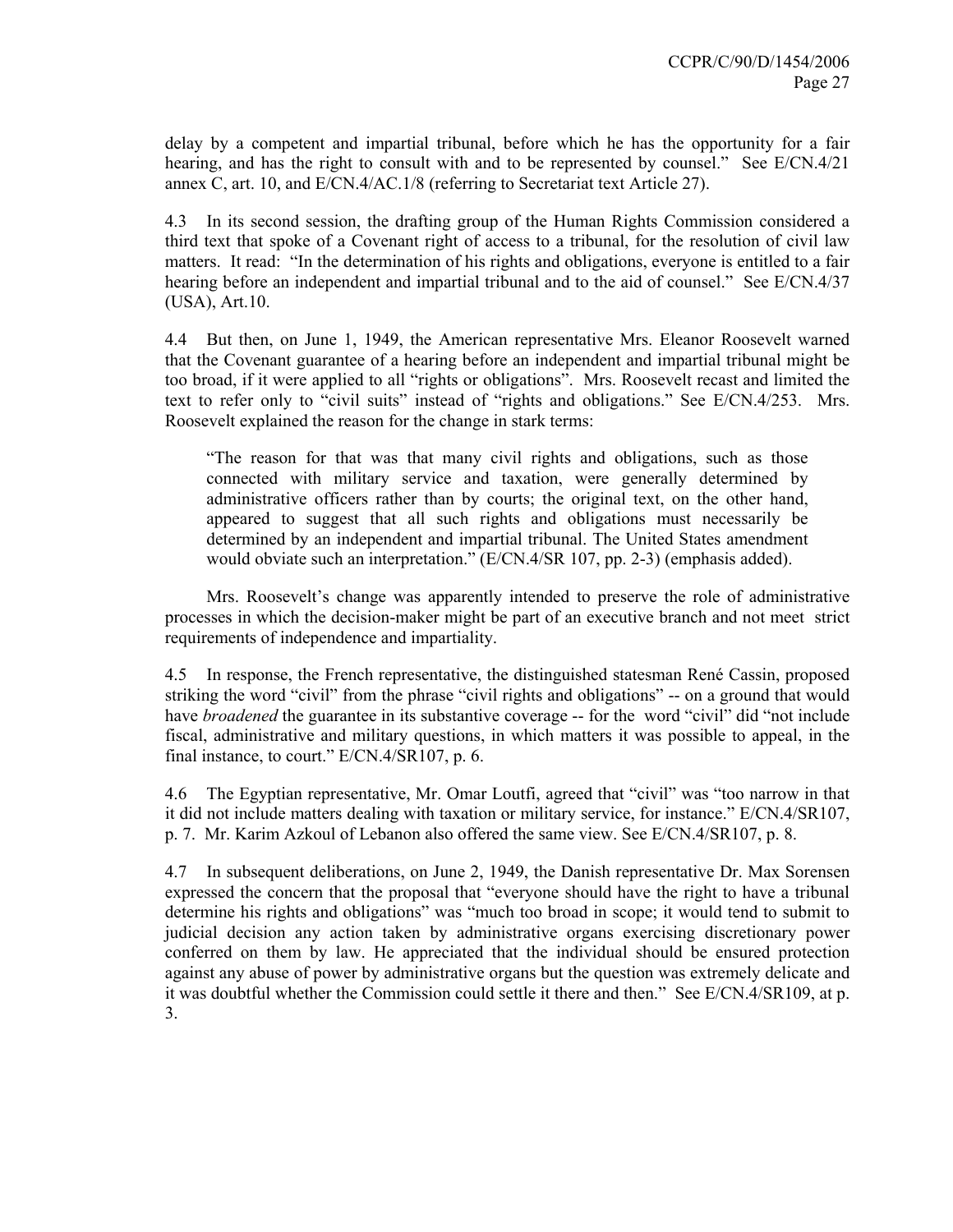delay by a competent and impartial tribunal, before which he has the opportunity for a fair hearing, and has the right to consult with and to be represented by counsel." See E/CN.4/21 annex C, art. 10, and E/CN.4/AC.1/8 (referring to Secretariat text Article 27).

4.3 In its second session, the drafting group of the Human Rights Commission considered a third text that spoke of a Covenant right of access to a tribunal, for the resolution of civil law matters. It read: "In the determination of his rights and obligations, everyone is entitled to a fair hearing before an independent and impartial tribunal and to the aid of counsel." See E/CN.4/37 (USA), Art.10.

4.4 But then, on June 1, 1949, the American representative Mrs. Eleanor Roosevelt warned that the Covenant guarantee of a hearing before an independent and impartial tribunal might be too broad, if it were applied to all "rights or obligations". Mrs. Roosevelt recast and limited the text to refer only to "civil suits" instead of "rights and obligations." See E/CN.4/253. Mrs. Roosevelt explained the reason for the change in stark terms:

> "The reason for that was that many civil rights and obligations, such as those connected with military service and taxation, were generally determined by administrative officers rather than by courts; the original text, on the other hand, appeared to suggest that all such rights and obligations must necessarily be determined by an independent and impartial tribunal. The United States amendment would obviate such an interpretation." (E/CN.4/SR 107, pp. 2-3) (emphasis added).

Mrs. Roosevelt's change was apparently intended to preserve the role of administrative processes in which the decision-maker might be part of an executive branch and not meet strict requirements of independence and impartiality.

4.5 In response, the French representative, the distinguished statesman René Cassin, proposed striking the word "civil" from the phrase "civil rights and obligations" -- on a ground that would have *broadened* the guarantee in its substantive coverage -- for the word "civil" did "not include fiscal, administrative and military questions, in which matters it was possible to appeal, in the final instance, to court." E/CN.4/SR107, p. 6.

4.6 The Egyptian representative, Mr. Omar Loutfi, agreed that "civil" was "too narrow in that it did not include matters dealing with taxation or military service, for instance." E/CN.4/SR107, p. 7. Mr. Karim Azkoul of Lebanon also offered the same view. See E/CN.4/SR107, p. 8.

4.7 In subsequent deliberations, on June 2, 1949, the Danish representative Dr. Max Sorensen expressed the concern that the proposal that "everyone should have the right to have a tribunal determine his rights and obligations" was "much too broad in scope; it would tend to submit to judicial decision any action taken by administrative organs exercising discretionary power conferred on them by law. He appreciated that the individual should be ensured protection against any abuse of power by administrative organs but the question was extremely delicate and it was doubtful whether the Commission could settle it there and then." See E/CN.4/SR109, at p. 3.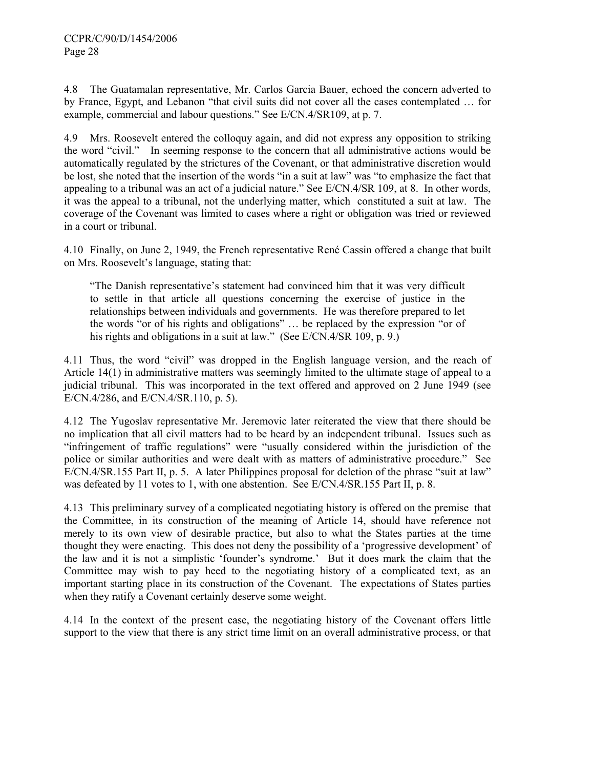4.8 The Guatamalan representative, Mr. Carlos Garcia Bauer, echoed the concern adverted to by France, Egypt, and Lebanon "that civil suits did not cover all the cases contemplated … for example, commercial and labour questions." See E/CN.4/SR109, at p. 7.

4.9 Mrs. Roosevelt entered the colloquy again, and did not express any opposition to striking the word "civil." In seeming response to the concern that all administrative actions would be automatically regulated by the strictures of the Covenant, or that administrative discretion would be lost, she noted that the insertion of the words "in a suit at law" was "to emphasize the fact that appealing to a tribunal was an act of a judicial nature." See E/CN.4/SR 109, at 8. In other words, it was the appeal to a tribunal, not the underlying matter, which constituted a suit at law. The coverage of the Covenant was limited to cases where a right or obligation was tried or reviewed in a court or tribunal.

4.10 Finally, on June 2, 1949, the French representative René Cassin offered a change that built on Mrs. Roosevelt's language, stating that:

> "The Danish representative's statement had convinced him that it was very difficult to settle in that article all questions concerning the exercise of justice in the relationships between individuals and governments. He was therefore prepared to let the words "or of his rights and obligations" … be replaced by the expression "or of his rights and obligations in a suit at law." (See E/CN.4/SR 109, p. 9.)

4.11 Thus, the word "civil" was dropped in the English language version, and the reach of Article 14(1) in administrative matters was seemingly limited to the ultimate stage of appeal to a judicial tribunal. This was incorporated in the text offered and approved on 2 June 1949 (see E/CN.4/286, and E/CN.4/SR.110, p. 5).

4.12 The Yugoslav representative Mr. Jeremovic later reiterated the view that there should be no implication that all civil matters had to be heard by an independent tribunal. Issues such as "infringement of traffic regulations" were "usually considered within the jurisdiction of the police or similar authorities and were dealt with as matters of administrative procedure." See E/CN.4/SR.155 Part II, p. 5. A later Philippines proposal for deletion of the phrase "suit at law" was defeated by 11 votes to 1, with one abstention. See E/CN.4/SR.155 Part II, p. 8.

4.13 This preliminary survey of a complicated negotiating history is offered on the premise that the Committee, in its construction of the meaning of Article 14, should have reference not merely to its own view of desirable practice, but also to what the States parties at the time thought they were enacting. This does not deny the possibility of a 'progressive development' of the law and it is not a simplistic 'founder's syndrome.' But it does mark the claim that the Committee may wish to pay heed to the negotiating history of a complicated text, as an important starting place in its construction of the Covenant. The expectations of States parties when they ratify a Covenant certainly deserve some weight.

4.14 In the context of the present case, the negotiating history of the Covenant offers little support to the view that there is any strict time limit on an overall administrative process, or that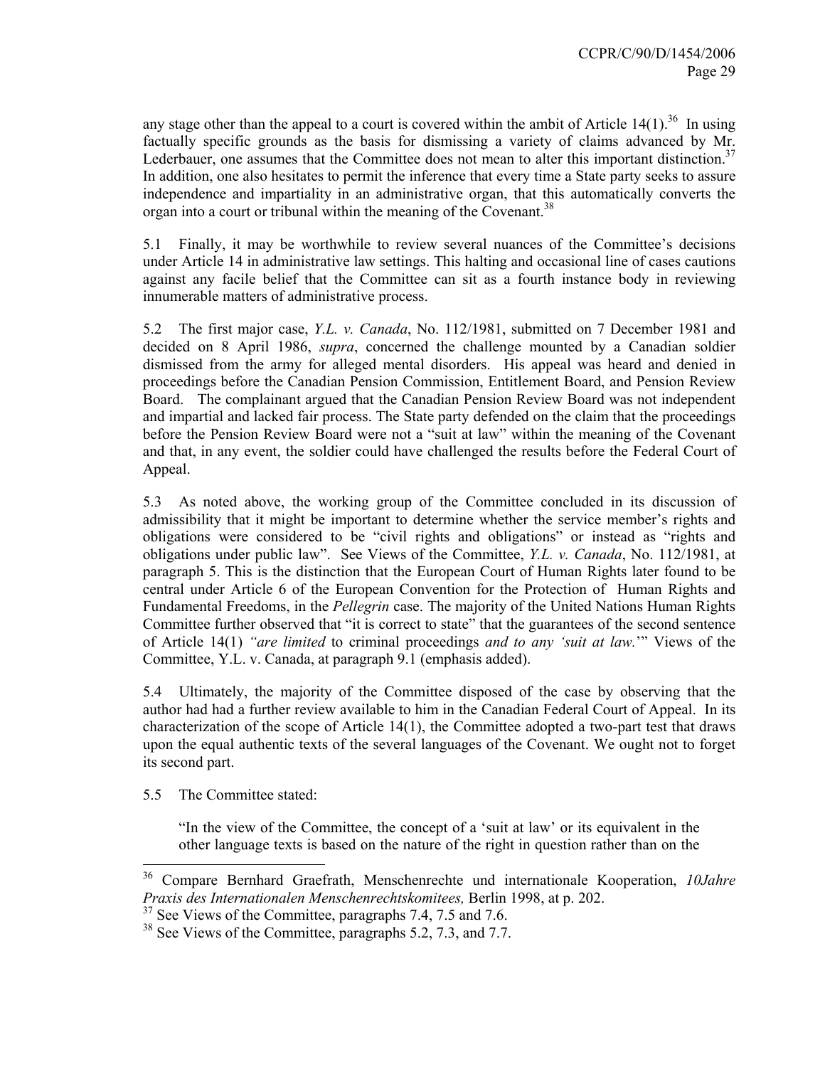any stage other than the appeal to a court is covered within the ambit of Article 14(1).[36] In using factually specific grounds as the basis for dismissing a variety of claims advanced by Mr. Lederbauer, one assumes that the Committee does not mean to alter this important distinction.[37] In addition, one also hesitates to permit the inference that every time a State party seeks to assure independence and impartiality in an administrative organ, that this automatically converts the organ into a court or tribunal within the meaning of the Covenant.[38]

5.1 Finally, it may be worthwhile to review several nuances of the Committee's decisions under Article 14 in administrative law settings. This halting and occasional line of cases cautions against any facile belief that the Committee can sit as a fourth instance body in reviewing innumerable matters of administrative process.

5.2 The first major case, *Y.L. v. Canada*, No. 112/1981, submitted on 7 December 1981 and decided on 8 April 1986, *supra*, concerned the challenge mounted by a Canadian soldier dismissed from the army for alleged mental disorders. His appeal was heard and denied in proceedings before the Canadian Pension Commission, Entitlement Board, and Pension Review Board. The complainant argued that the Canadian Pension Review Board was not independent and impartial and lacked fair process. The State party defended on the claim that the proceedings before the Pension Review Board were not a "suit at law" within the meaning of the Covenant and that, in any event, the soldier could have challenged the results before the Federal Court of Appeal.

5.3 As noted above, the working group of the Committee concluded in its discussion of admissibility that it might be important to determine whether the service member's rights and obligations were considered to be "civil rights and obligations" or instead as "rights and obligations under public law". See Views of the Committee, *Y.L. v. Canada*, No. 112/1981, at paragraph 5. This is the distinction that the European Court of Human Rights later found to be central under Article 6 of the European Convention for the Protection of Human Rights and Fundamental Freedoms, in the *Pellegrin* case. The majority of the United Nations Human Rights Committee further observed that "it is correct to state" that the guarantees of the second sentence of Article 14(1) *"are limited* to criminal proceedings *and to any 'suit at law.'*" Views of the Committee, Y.L. v. Canada, at paragraph 9.1 (emphasis added).

5.4 Ultimately, the majority of the Committee disposed of the case by observing that the author had had a further review available to him in the Canadian Federal Court of Appeal. In its characterization of the scope of Article 14(1), the Committee adopted a two-part test that draws upon the equal authentic texts of the several languages of the Covenant. We ought not to forget its second part.

5.5 The Committee stated:

> "In the view of the Committee, the concept of a 'suit at law' or its equivalent in the other language texts is based on the nature of the right in question rather than on the

---

[36] Compare Bernhard Graefrath, Menschenrechte und internationale Kooperation, *10Jahre Praxis des Internationalen Menschenrechtskomitees,* Berlin 1998, at p. 202.

[37] See Views of the Committee, paragraphs 7.4, 7.5 and 7.6.

[38] See Views of the Committee, paragraphs 5.2, 7.3, and 7.7.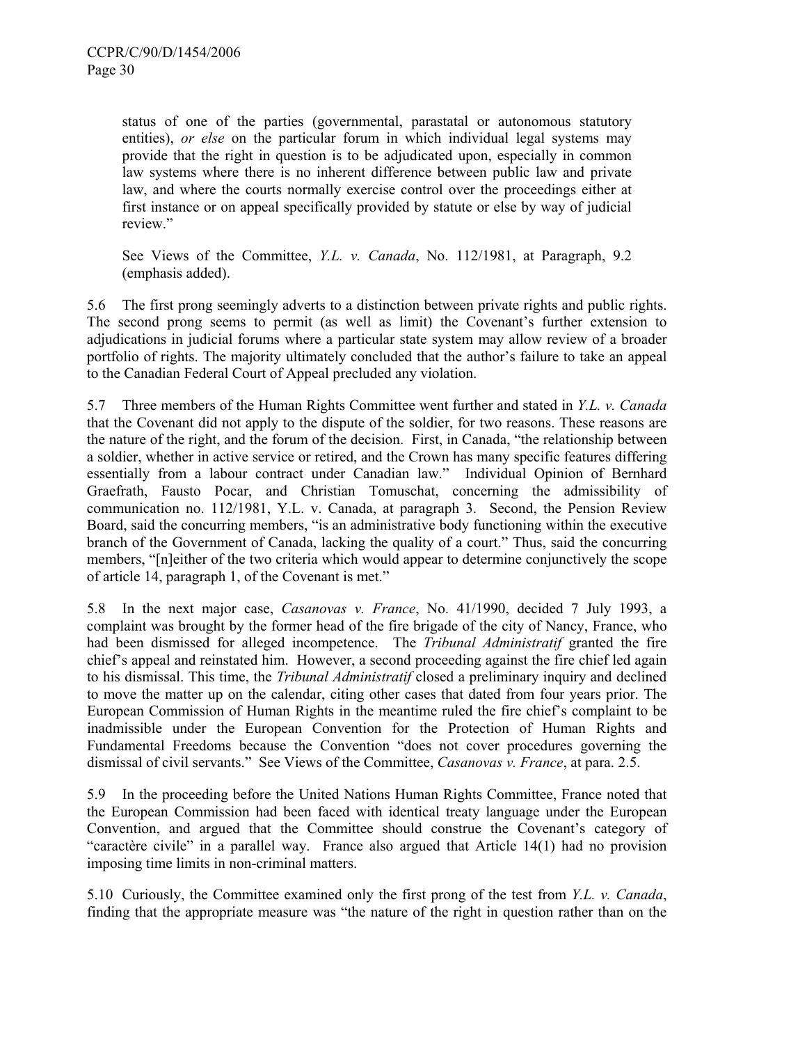> status of one of the parties (governmental, parastatal or autonomous statutory entities), *or else* on the particular forum in which individual legal systems may provide that the right in question is to be adjudicated upon, especially in common law systems where there is no inherent difference between public law and private law, and where the courts normally exercise control over the proceedings either at first instance or on appeal specifically provided by statute or else by way of judicial review."
>
> See Views of the Committee, *Y.L. v. Canada*, No. 112/1981, at Paragraph, 9.2 (emphasis added).

5.6 The first prong seemingly adverts to a distinction between private rights and public rights. The second prong seems to permit (as well as limit) the Covenant's further extension to adjudications in judicial forums where a particular state system may allow review of a broader portfolio of rights. The majority ultimately concluded that the author's failure to take an appeal to the Canadian Federal Court of Appeal precluded any violation.

5.7 Three members of the Human Rights Committee went further and stated in *Y.L. v. Canada* that the Covenant did not apply to the dispute of the soldier, for two reasons. These reasons are the nature of the right, and the forum of the decision. First, in Canada, "the relationship between a soldier, whether in active service or retired, and the Crown has many specific features differing essentially from a labour contract under Canadian law." Individual Opinion of Bernhard Graefrath, Fausto Pocar, and Christian Tomuschat, concerning the admissibility of communication no. 112/1981, Y.L. v. Canada, at paragraph 3. Second, the Pension Review Board, said the concurring members, "is an administrative body functioning within the executive branch of the Government of Canada, lacking the quality of a court." Thus, said the concurring members, "[n]either of the two criteria which would appear to determine conjunctively the scope of article 14, paragraph 1, of the Covenant is met."

5.8 In the next major case, *Casanovas v. France*, No. 41/1990, decided 7 July 1993, a complaint was brought by the former head of the fire brigade of the city of Nancy, France, who had been dismissed for alleged incompetence. The *Tribunal Administratif* granted the fire chief's appeal and reinstated him. However, a second proceeding against the fire chief led again to his dismissal. This time, the *Tribunal Administratif* closed a preliminary inquiry and declined to move the matter up on the calendar, citing other cases that dated from four years prior. The European Commission of Human Rights in the meantime ruled the fire chief's complaint to be inadmissible under the European Convention for the Protection of Human Rights and Fundamental Freedoms because the Convention "does not cover procedures governing the dismissal of civil servants." See Views of the Committee, *Casanovas v. France*, at para. 2.5.

5.9 In the proceeding before the United Nations Human Rights Committee, France noted that the European Commission had been faced with identical treaty language under the European Convention, and argued that the Committee should construe the Covenant's category of "caractère civile" in a parallel way. France also argued that Article 14(1) had no provision imposing time limits in non-criminal matters.

5.10 Curiously, the Committee examined only the first prong of the test from *Y.L. v. Canada*, finding that the appropriate measure was "the nature of the right in question rather than on the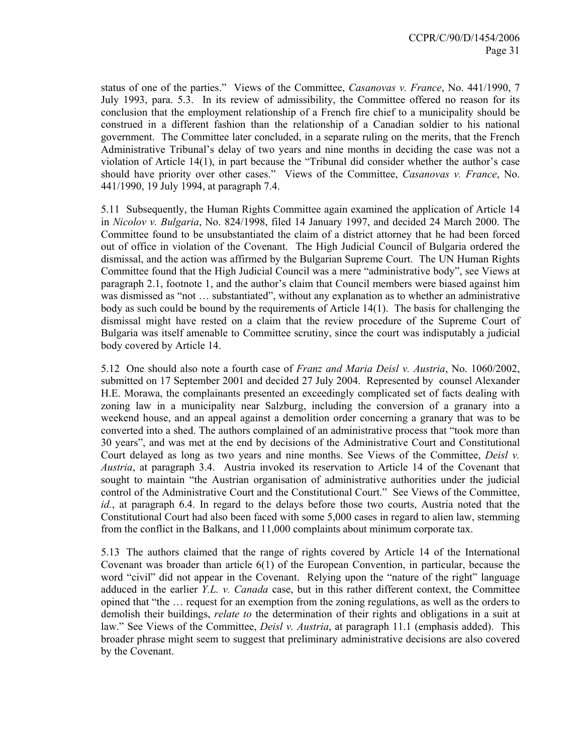status of one of the parties." Views of the Committee, *Casanovas v. France*, No. 441/1990, 7 July 1993, para. 5.3. In its review of admissibility, the Committee offered no reason for its conclusion that the employment relationship of a French fire chief to a municipality should be construed in a different fashion than the relationship of a Canadian soldier to his national government. The Committee later concluded, in a separate ruling on the merits, that the French Administrative Tribunal's delay of two years and nine months in deciding the case was not a violation of Article 14(1), in part because the "Tribunal did consider whether the author's case should have priority over other cases." Views of the Committee, *Casanovas v. France*, No. 441/1990, 19 July 1994, at paragraph 7.4.

5.11 Subsequently, the Human Rights Committee again examined the application of Article 14 in *Nicolov v. Bulgaria*, No. 824/1998, filed 14 January 1997, and decided 24 March 2000. The Committee found to be unsubstantiated the claim of a district attorney that he had been forced out of office in violation of the Covenant. The High Judicial Council of Bulgaria ordered the dismissal, and the action was affirmed by the Bulgarian Supreme Court. The UN Human Rights Committee found that the High Judicial Council was a mere "administrative body", see Views at paragraph 2.1, footnote 1, and the author's claim that Council members were biased against him was dismissed as "not … substantiated", without any explanation as to whether an administrative body as such could be bound by the requirements of Article 14(1). The basis for challenging the dismissal might have rested on a claim that the review procedure of the Supreme Court of Bulgaria was itself amenable to Committee scrutiny, since the court was indisputably a judicial body covered by Article 14.

5.12 One should also note a fourth case of *Franz and Maria Deisl v. Austria*, No. 1060/2002, submitted on 17 September 2001 and decided 27 July 2004. Represented by counsel Alexander H.E. Morawa, the complainants presented an exceedingly complicated set of facts dealing with zoning law in a municipality near Salzburg, including the conversion of a granary into a weekend house, and an appeal against a demolition order concerning a granary that was to be converted into a shed. The authors complained of an administrative process that "took more than 30 years", and was met at the end by decisions of the Administrative Court and Constitutional Court delayed as long as two years and nine months. See Views of the Committee, *Deisl v. Austria*, at paragraph 3.4. Austria invoked its reservation to Article 14 of the Covenant that sought to maintain "the Austrian organisation of administrative authorities under the judicial control of the Administrative Court and the Constitutional Court." See Views of the Committee, *id.*, at paragraph 6.4. In regard to the delays before those two courts, Austria noted that the Constitutional Court had also been faced with some 5,000 cases in regard to alien law, stemming from the conflict in the Balkans, and 11,000 complaints about minimum corporate tax.

5.13 The authors claimed that the range of rights covered by Article 14 of the International Covenant was broader than article 6(1) of the European Convention, in particular, because the word "civil" did not appear in the Covenant. Relying upon the "nature of the right" language adduced in the earlier *Y.L. v. Canada* case, but in this rather different context, the Committee opined that "the … request for an exemption from the zoning regulations, as well as the orders to demolish their buildings, *relate to* the determination of their rights and obligations in a suit at law." See Views of the Committee, *Deisl v. Austria*, at paragraph 11.1 (emphasis added). This broader phrase might seem to suggest that preliminary administrative decisions are also covered by the Covenant.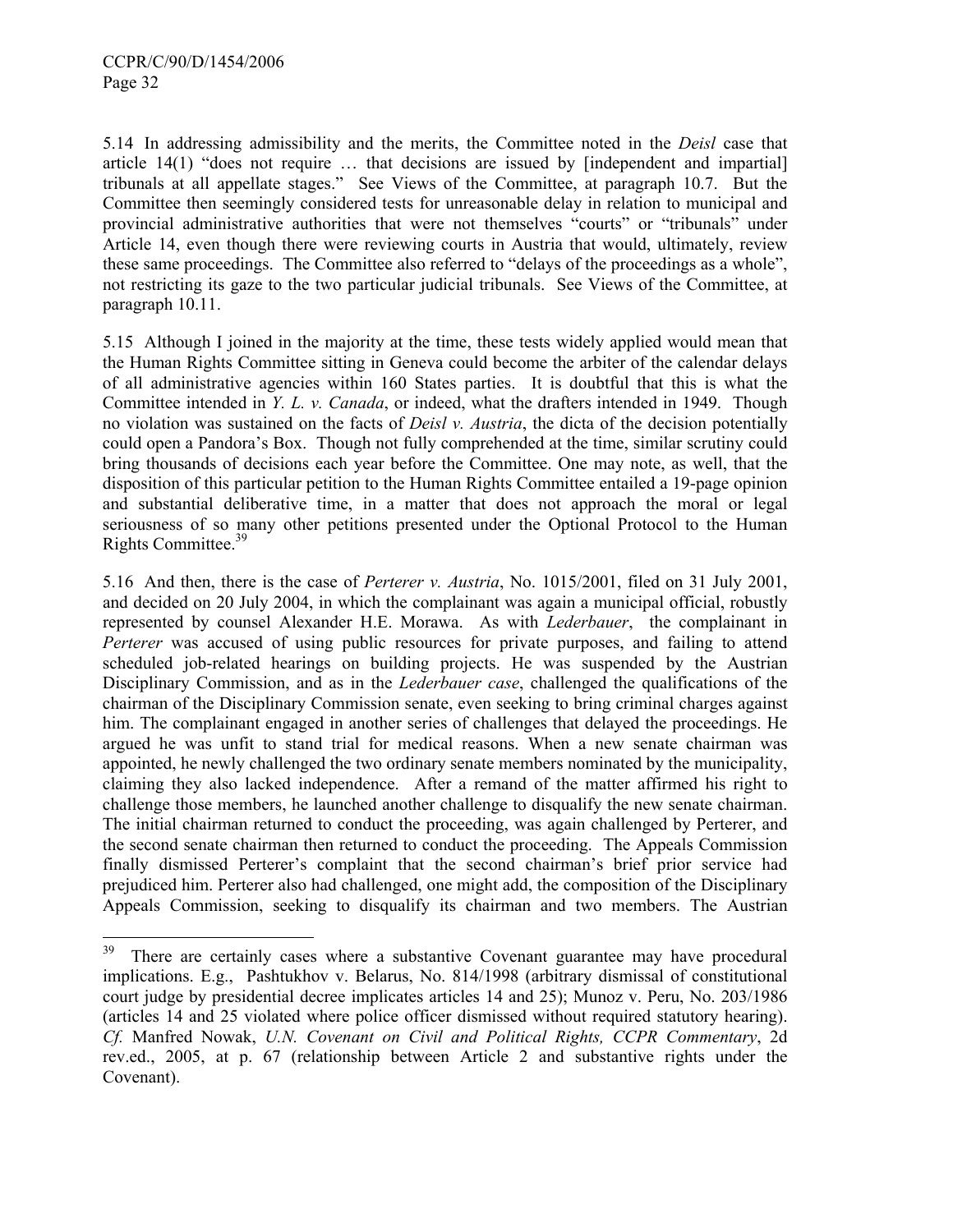5.14 In addressing admissibility and the merits, the Committee noted in the *Deisl* case that article 14(1) "does not require … that decisions are issued by [independent and impartial] tribunals at all appellate stages." See Views of the Committee, at paragraph 10.7. But the Committee then seemingly considered tests for unreasonable delay in relation to municipal and provincial administrative authorities that were not themselves "courts" or "tribunals" under Article 14, even though there were reviewing courts in Austria that would, ultimately, review these same proceedings. The Committee also referred to "delays of the proceedings as a whole", not restricting its gaze to the two particular judicial tribunals. See Views of the Committee, at paragraph 10.11.

5.15 Although I joined in the majority at the time, these tests widely applied would mean that the Human Rights Committee sitting in Geneva could become the arbiter of the calendar delays of all administrative agencies within 160 States parties. It is doubtful that this is what the Committee intended in *Y. L. v. Canada*, or indeed, what the drafters intended in 1949. Though no violation was sustained on the facts of *Deisl v. Austria*, the dicta of the decision potentially could open a Pandora's Box. Though not fully comprehended at the time, similar scrutiny could bring thousands of decisions each year before the Committee. One may note, as well, that the disposition of this particular petition to the Human Rights Committee entailed a 19-page opinion and substantial deliberative time, in a matter that does not approach the moral or legal seriousness of so many other petitions presented under the Optional Protocol to the Human Rights Committee.[39]

5.16 And then, there is the case of *Perterer v. Austria*, No. 1015/2001, filed on 31 July 2001, and decided on 20 July 2004, in which the complainant was again a municipal official, robustly represented by counsel Alexander H.E. Morawa. As with *Lederbauer*, the complainant in *Perterer* was accused of using public resources for private purposes, and failing to attend scheduled job-related hearings on building projects. He was suspended by the Austrian Disciplinary Commission, and as in the *Lederbauer case*, challenged the qualifications of the chairman of the Disciplinary Commission senate, even seeking to bring criminal charges against him. The complainant engaged in another series of challenges that delayed the proceedings. He argued he was unfit to stand trial for medical reasons. When a new senate chairman was appointed, he newly challenged the two ordinary senate members nominated by the municipality, claiming they also lacked independence. After a remand of the matter affirmed his right to challenge those members, he launched another challenge to disqualify the new senate chairman. The initial chairman returned to conduct the proceeding, was again challenged by Perterer, and the second senate chairman then returned to conduct the proceeding. The Appeals Commission finally dismissed Perterer's complaint that the second chairman's brief prior service had prejudiced him. Perterer also had challenged, one might add, the composition of the Disciplinary Appeals Commission, seeking to disqualify its chairman and two members. The Austrian

---

[39] There are certainly cases where a substantive Covenant guarantee may have procedural implications. E.g., Pashtukhov v. Belarus, No. 814/1998 (arbitrary dismissal of constitutional court judge by presidential decree implicates articles 14 and 25); Munoz v. Peru, No. 203/1986 (articles 14 and 25 violated where police officer dismissed without required statutory hearing). *Cf.* Manfred Nowak, *U.N. Covenant on Civil and Political Rights, CCPR Commentary*, 2d rev.ed., 2005, at p. 67 (relationship between Article 2 and substantive rights under the Covenant).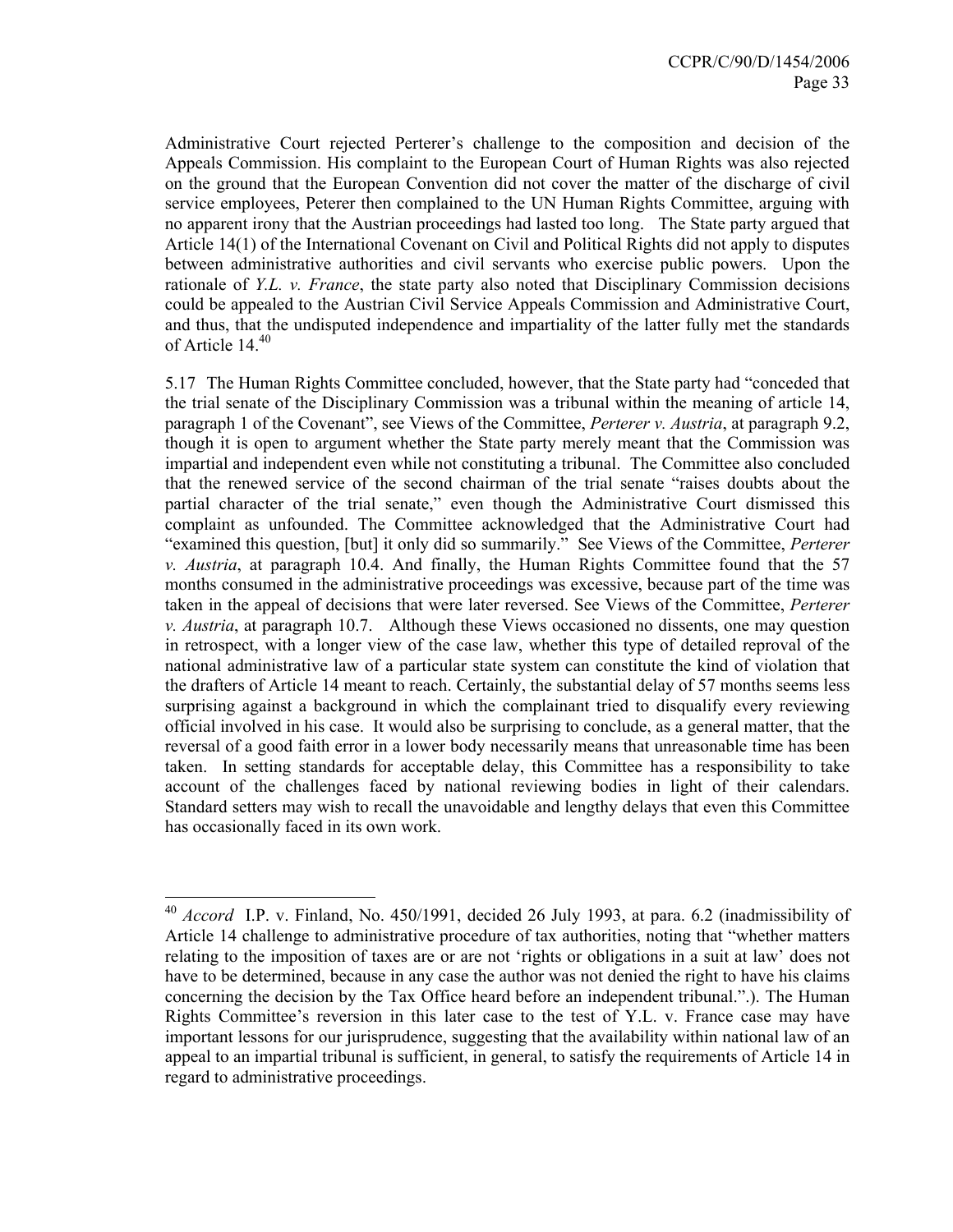Administrative Court rejected Perterer's challenge to the composition and decision of the Appeals Commission. His complaint to the European Court of Human Rights was also rejected on the ground that the European Convention did not cover the matter of the discharge of civil service employees, Peterer then complained to the UN Human Rights Committee, arguing with no apparent irony that the Austrian proceedings had lasted too long. The State party argued that Article 14(1) of the International Covenant on Civil and Political Rights did not apply to disputes between administrative authorities and civil servants who exercise public powers. Upon the rationale of *Y.L. v. France*, the state party also noted that Disciplinary Commission decisions could be appealed to the Austrian Civil Service Appeals Commission and Administrative Court, and thus, that the undisputed independence and impartiality of the latter fully met the standards of Article 14.[40]

5.17 The Human Rights Committee concluded, however, that the State party had "conceded that the trial senate of the Disciplinary Commission was a tribunal within the meaning of article 14, paragraph 1 of the Covenant", see Views of the Committee, *Perterer v. Austria*, at paragraph 9.2, though it is open to argument whether the State party merely meant that the Commission was impartial and independent even while not constituting a tribunal. The Committee also concluded that the renewed service of the second chairman of the trial senate "raises doubts about the partial character of the trial senate," even though the Administrative Court dismissed this complaint as unfounded. The Committee acknowledged that the Administrative Court had "examined this question, [but] it only did so summarily." See Views of the Committee, *Perterer v. Austria*, at paragraph 10.4. And finally, the Human Rights Committee found that the 57 months consumed in the administrative proceedings was excessive, because part of the time was taken in the appeal of decisions that were later reversed. See Views of the Committee, *Perterer v. Austria*, at paragraph 10.7. Although these Views occasioned no dissents, one may question in retrospect, with a longer view of the case law, whether this type of detailed reproval of the national administrative law of a particular state system can constitute the kind of violation that the drafters of Article 14 meant to reach. Certainly, the substantial delay of 57 months seems less surprising against a background in which the complainant tried to disqualify every reviewing official involved in his case. It would also be surprising to conclude, as a general matter, that the reversal of a good faith error in a lower body necessarily means that unreasonable time has been taken. In setting standards for acceptable delay, this Committee has a responsibility to take account of the challenges faced by national reviewing bodies in light of their calendars. Standard setters may wish to recall the unavoidable and lengthy delays that even this Committee has occasionally faced in its own work.

---

[40] *Accord* I.P. v. Finland, No. 450/1991, decided 26 July 1993, at para. 6.2 (inadmissibility of Article 14 challenge to administrative procedure of tax authorities, noting that "whether matters relating to the imposition of taxes are or are not 'rights or obligations in a suit at law' does not have to be determined, because in any case the author was not denied the right to have his claims concerning the decision by the Tax Office heard before an independent tribunal.".). The Human Rights Committee's reversion in this later case to the test of Y.L. v. France case may have important lessons for our jurisprudence, suggesting that the availability within national law of an appeal to an impartial tribunal is sufficient, in general, to satisfy the requirements of Article 14 in regard to administrative proceedings.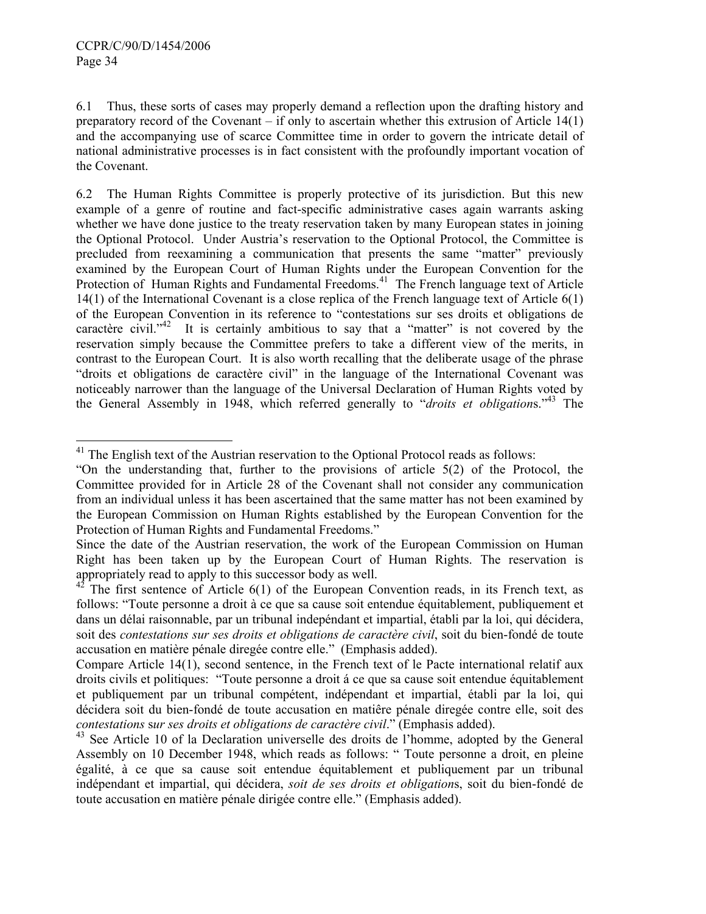6.1 Thus, these sorts of cases may properly demand a reflection upon the drafting history and preparatory record of the Covenant – if only to ascertain whether this extrusion of Article 14(1) and the accompanying use of scarce Committee time in order to govern the intricate detail of national administrative processes is in fact consistent with the profoundly important vocation of the Covenant.

6.2 The Human Rights Committee is properly protective of its jurisdiction. But this new example of a genre of routine and fact-specific administrative cases again warrants asking whether we have done justice to the treaty reservation taken by many European states in joining the Optional Protocol. Under Austria's reservation to the Optional Protocol, the Committee is precluded from reexamining a communication that presents the same "matter" previously examined by the European Court of Human Rights under the European Convention for the Protection of Human Rights and Fundamental Freedoms.[41] The French language text of Article 14(1) of the International Covenant is a close replica of the French language text of Article 6(1) of the European Convention in its reference to "contestations sur ses droits et obligations de caractère civil."[42] It is certainly ambitious to say that a "matter" is not covered by the reservation simply because the Committee prefers to take a different view of the merits, in contrast to the European Court. It is also worth recalling that the deliberate usage of the phrase "droits et obligations de caractère civil" in the language of the International Covenant was noticeably narrower than the language of the Universal Declaration of Human Rights voted by the General Assembly in 1948, which referred generally to "*droits et obligation*s."[43] The

---

[41] The English text of the Austrian reservation to the Optional Protocol reads as follows:

"On the understanding that, further to the provisions of article 5(2) of the Protocol, the Committee provided for in Article 28 of the Covenant shall not consider any communication from an individual unless it has been ascertained that the same matter has not been examined by the European Commission on Human Rights established by the European Convention for the Protection of Human Rights and Fundamental Freedoms."

Since the date of the Austrian reservation, the work of the European Commission on Human Right has been taken up by the European Court of Human Rights. The reservation is appropriately read to apply to this successor body as well.

[42] The first sentence of Article 6(1) of the European Convention reads, in its French text, as follows: "Toute personne a droit à ce que sa cause soit entendue équitablement, publiquement et dans un délai raisonnable, par un tribunal indepéndant et impartial, établi par la loi, qui décidera, soit des *contestations sur ses droits et obligations de caractère civil*, soit du bien-fondé de toute accusation en matière pénale diregée contre elle." (Emphasis added).

Compare Article 14(1), second sentence, in the French text of le Pacte international relatif aux droits civils et politiques: "Toute personne a droit á ce que sa cause soit entendue équitablement et publiquement par un tribunal compétent, indépendant et impartial, établi par la loi, qui décidera soit du bien-fondé de toute accusation en matiêre pénale diregée contre elle, soit des *contestations* s*ur ses droits et obligations de caractère civil*." (Emphasis added).

[43] See Article 10 of la Declaration universelle des droits de l'homme, adopted by the General Assembly on 10 December 1948, which reads as follows: " Toute personne a droit, en pleine égalité, à ce que sa cause soit entendue équitablement et publiquement par un tribunal indépendant et impartial, qui décidera, *soit de ses droits et obligation*s, soit du bien-fondé de toute accusation en matière pénale dirigée contre elle." (Emphasis added).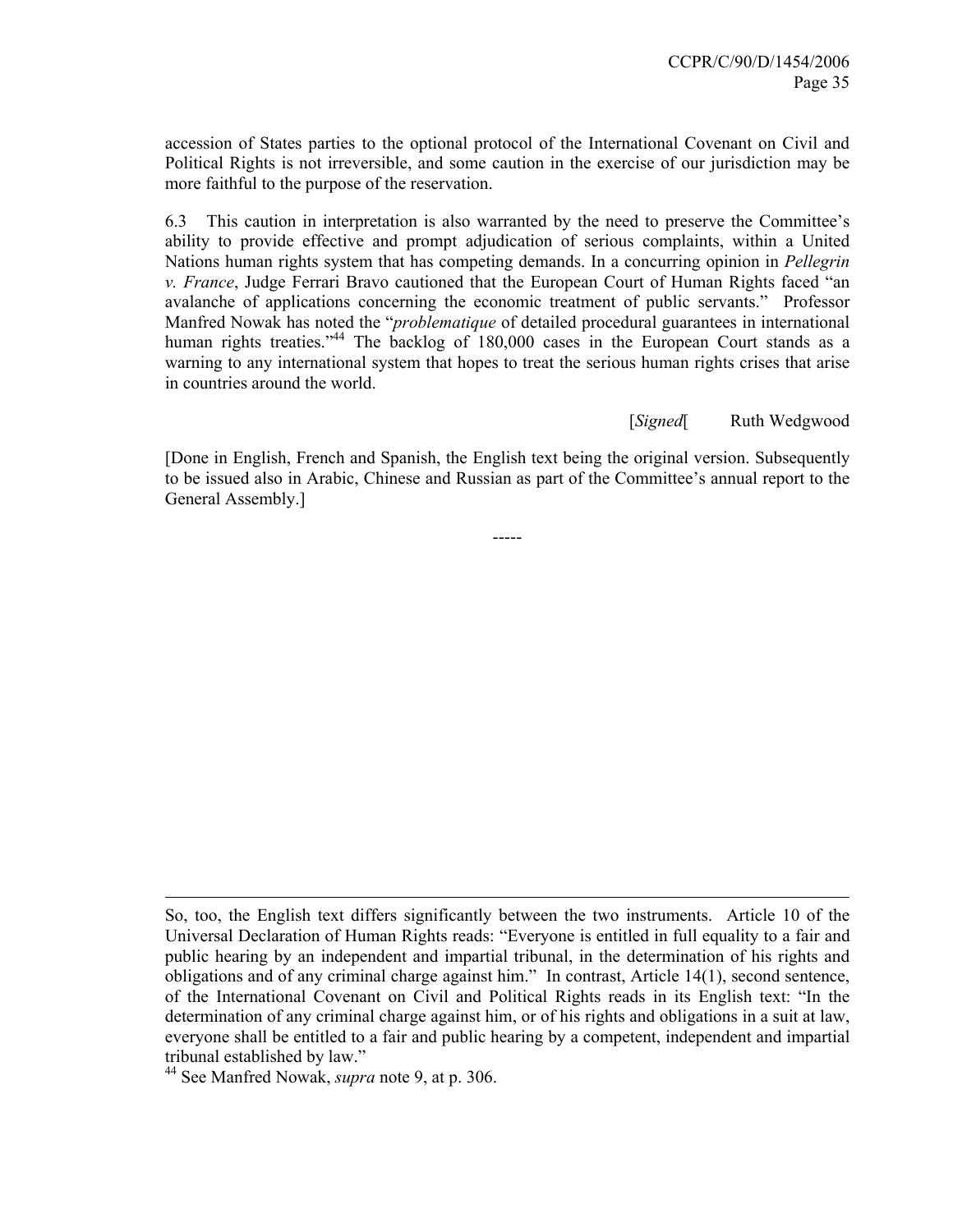accession of States parties to the optional protocol of the International Covenant on Civil and Political Rights is not irreversible, and some caution in the exercise of our jurisdiction may be more faithful to the purpose of the reservation.

6.3 This caution in interpretation is also warranted by the need to preserve the Committee's ability to provide effective and prompt adjudication of serious complaints, within a United Nations human rights system that has competing demands. In a concurring opinion in *Pellegrin v. France*, Judge Ferrari Bravo cautioned that the European Court of Human Rights faced "an avalanche of applications concerning the economic treatment of public servants." Professor Manfred Nowak has noted the "*problematique* of detailed procedural guarantees in international human rights treaties."[44] The backlog of 180,000 cases in the European Court stands as a warning to any international system that hopes to treat the serious human rights crises that arise in countries around the world.

[*Signed*[ Ruth Wedgwood

[Done in English, French and Spanish, the English text being the original version. Subsequently to be issued also in Arabic, Chinese and Russian as part of the Committee's annual report to the General Assembly.]

-----

---

So, too, the English text differs significantly between the two instruments. Article 10 of the Universal Declaration of Human Rights reads: "Everyone is entitled in full equality to a fair and public hearing by an independent and impartial tribunal, in the determination of his rights and obligations and of any criminal charge against him." In contrast, Article 14(1), second sentence, of the International Covenant on Civil and Political Rights reads in its English text: "In the determination of any criminal charge against him, or of his rights and obligations in a suit at law, everyone shall be entitled to a fair and public hearing by a competent, independent and impartial tribunal established by law."

[44] See Manfred Nowak, *supra* note 9, at p. 306.